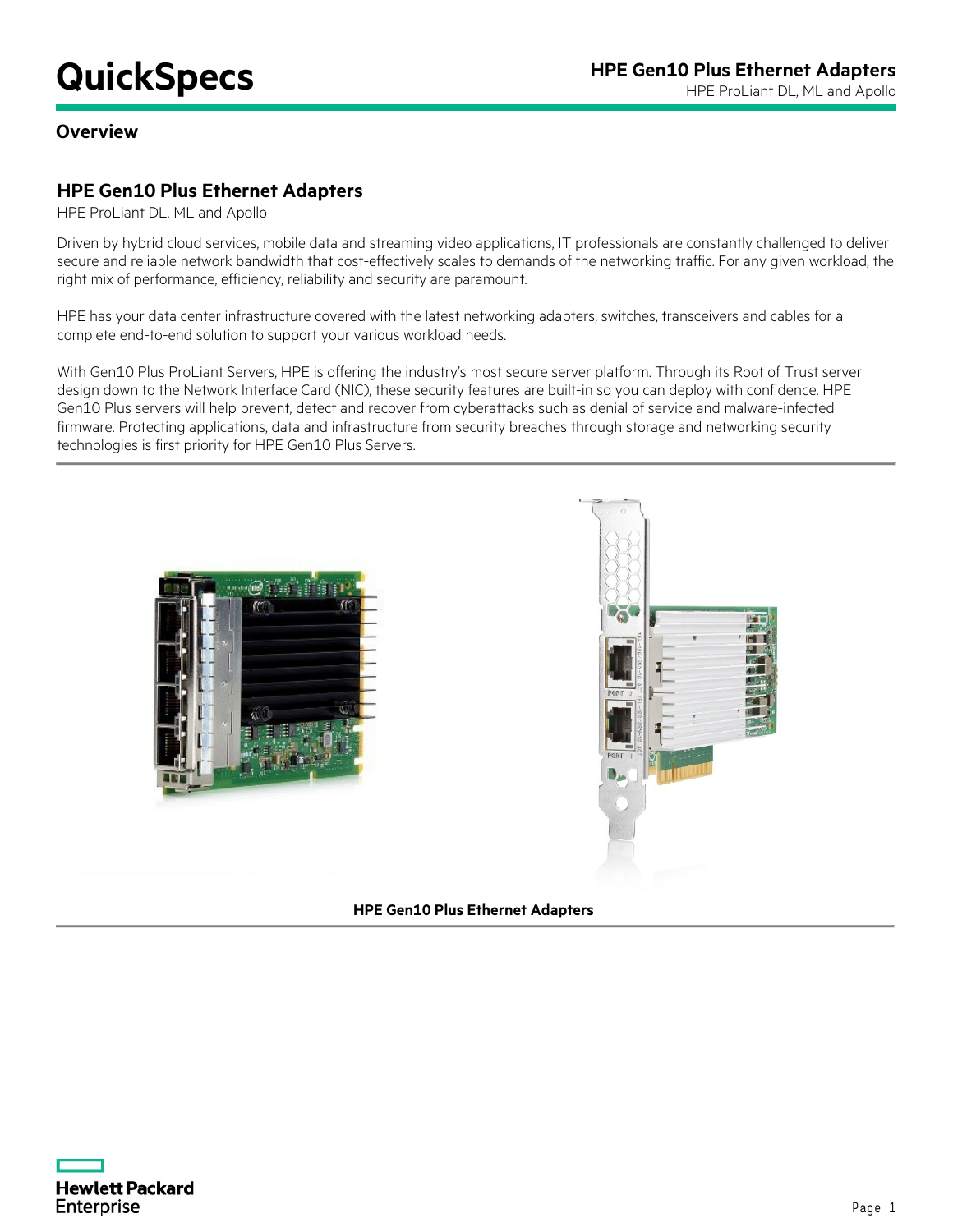# QuickSpecs

## Overview

### HPE Gen10 Plus Ethernet Adapters

HPE ProLiant DL, ML and Apollo

Driven by hybrid cloud services, mobile data and streaming video applications, IT professionals are constantly challenged to deliver secure and reliable network bandwidth that cost-effectively scales to demands of the networking traffic. For any given workload, the right mix of performance, efficiency, reliability and security are paramount.

HPE has your data center infrastructure covered with the latest networking adapters, switches, transceivers and cables for a complete end-to-end solution to support your various workload needs.

With Gen10 Plus ProLiant Servers, HPE is offering the industry's most secure server platform. Through its Root of Trust server design down to the Network Interface Card (NIC), these security features are built-in so you can deploy with confidence. HPE Gen10 Plus servers will help prevent, detect and recover from cyberattacks such as denial of service and malware-infected firmware. Protecting applications, data and infrastructure from security breaches through storage and networking security technologies is first priority for HPE Gen10 Plus Servers.

**HPE Gen10 Plus Ethernet Adapters**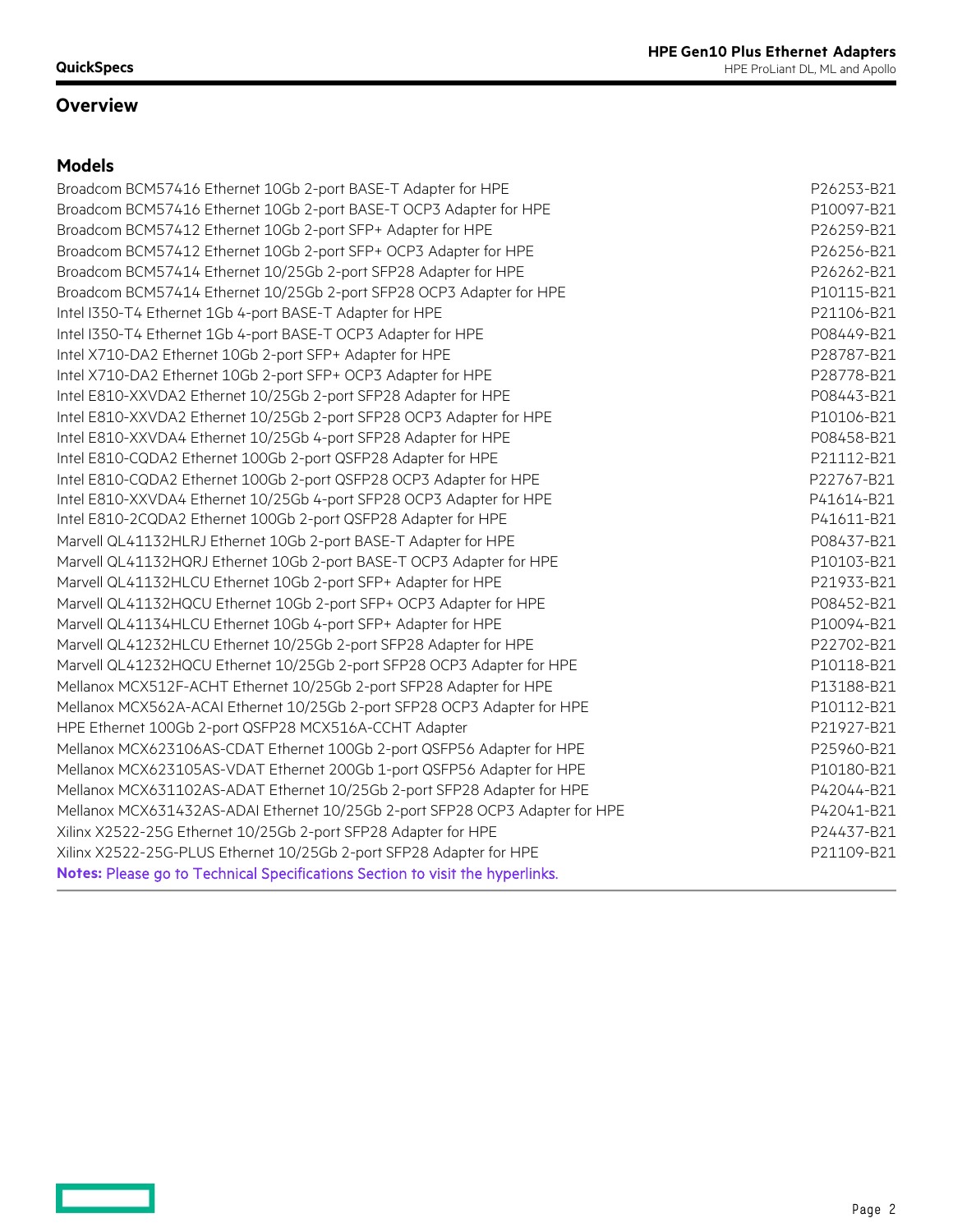## Overview

### Models

| | |
|---|---|
| Broadcom BCM57416 Ethernet 10Gb 2-port BASE-T Adapter for HPE | P26253-B21 |
| Broadcom BCM57416 Ethernet 10Gb 2-port BASE-T OCP3 Adapter for HPE | P10097-B21 |
| Broadcom BCM57412 Ethernet 10Gb 2-port SFP+ Adapter for HPE | P26259-B21 |
| Broadcom BCM57412 Ethernet 10Gb 2-port SFP+ OCP3 Adapter for HPE | P26256-B21 |
| Broadcom BCM57414 Ethernet 10/25Gb 2-port SFP28 Adapter for HPE | P26262-B21 |
| Broadcom BCM57414 Ethernet 10/25Gb 2-port SFP28 OCP3 Adapter for HPE | P10115-B21 |
| Intel I350-T4 Ethernet 1Gb 4-port BASE-T Adapter for HPE | P21106-B21 |
| Intel I350-T4 Ethernet 1Gb 4-port BASE-T OCP3 Adapter for HPE | P08449-B21 |
| Intel X710-DA2 Ethernet 10Gb 2-port SFP+ Adapter for HPE | P28787-B21 |
| Intel X710-DA2 Ethernet 10Gb 2-port SFP+ OCP3 Adapter for HPE | P28778-B21 |
| Intel E810-XXVDA2 Ethernet 10/25Gb 2-port SFP28 Adapter for HPE | P08443-B21 |
| Intel E810-XXVDA2 Ethernet 10/25Gb 2-port SFP28 OCP3 Adapter for HPE | P10106-B21 |
| Intel E810-XXVDA4 Ethernet 10/25Gb 4-port SFP28 Adapter for HPE | P08458-B21 |
| Intel E810-CQDA2 Ethernet 100Gb 2-port QSFP28 Adapter for HPE | P21112-B21 |
| Intel E810-CQDA2 Ethernet 100Gb 2-port QSFP28 OCP3 Adapter for HPE | P22767-B21 |
| Intel E810-XXVDA4 Ethernet 10/25Gb 4-port SFP28 OCP3 Adapter for HPE | P41614-B21 |
| Intel E810-2CQDA2 Ethernet 100Gb 2-port QSFP28 Adapter for HPE | P41611-B21 |
| Marvell QL41132HLRJ Ethernet 10Gb 2-port BASE-T Adapter for HPE | P08437-B21 |
| Marvell QL41132HQRJ Ethernet 10Gb 2-port BASE-T OCP3 Adapter for HPE | P10103-B21 |
| Marvell QL41132HLCU Ethernet 10Gb 2-port SFP+ Adapter for HPE | P21933-B21 |
| Marvell QL41132HQCU Ethernet 10Gb 2-port SFP+ OCP3 Adapter for HPE | P08452-B21 |
| Marvell QL41134HLCU Ethernet 10Gb 4-port SFP+ Adapter for HPE | P10094-B21 |
| Marvell QL41232HLCU Ethernet 10/25Gb 2-port SFP28 Adapter for HPE | P22702-B21 |
| Marvell QL41232HQCU Ethernet 10/25Gb 2-port SFP28 OCP3 Adapter for HPE | P10118-B21 |
| Mellanox MCX512F-ACHT Ethernet 10/25Gb 2-port SFP28 Adapter for HPE | P13188-B21 |
| Mellanox MCX562A-ACAI Ethernet 10/25Gb 2-port SFP28 OCP3 Adapter for HPE | P10112-B21 |
| HPE Ethernet 100Gb 2-port QSFP28 MCX516A-CCHT Adapter | P21927-B21 |
| Mellanox MCX623106AS-CDAT Ethernet 100Gb 2-port QSFP56 Adapter for HPE | P25960-B21 |
| Mellanox MCX623105AS-VDAT Ethernet 200Gb 1-port QSFP56 Adapter for HPE | P10180-B21 |
| Mellanox MCX631102AS-ADAT Ethernet 10/25Gb 2-port SFP28 Adapter for HPE | P42044-B21 |
| Mellanox MCX631432AS-ADAI Ethernet 10/25Gb 2-port SFP28 OCP3 Adapter for HPE | P42041-B21 |
| Xilinx X2522-25G Ethernet 10/25Gb 2-port SFP28 Adapter for HPE | P24437-B21 |
| Xilinx X2522-25G-PLUS Ethernet 10/25Gb 2-port SFP28 Adapter for HPE | P21109-B21 |

**Notes:** Please go to Technical Specifications Section to visit the hyperlinks.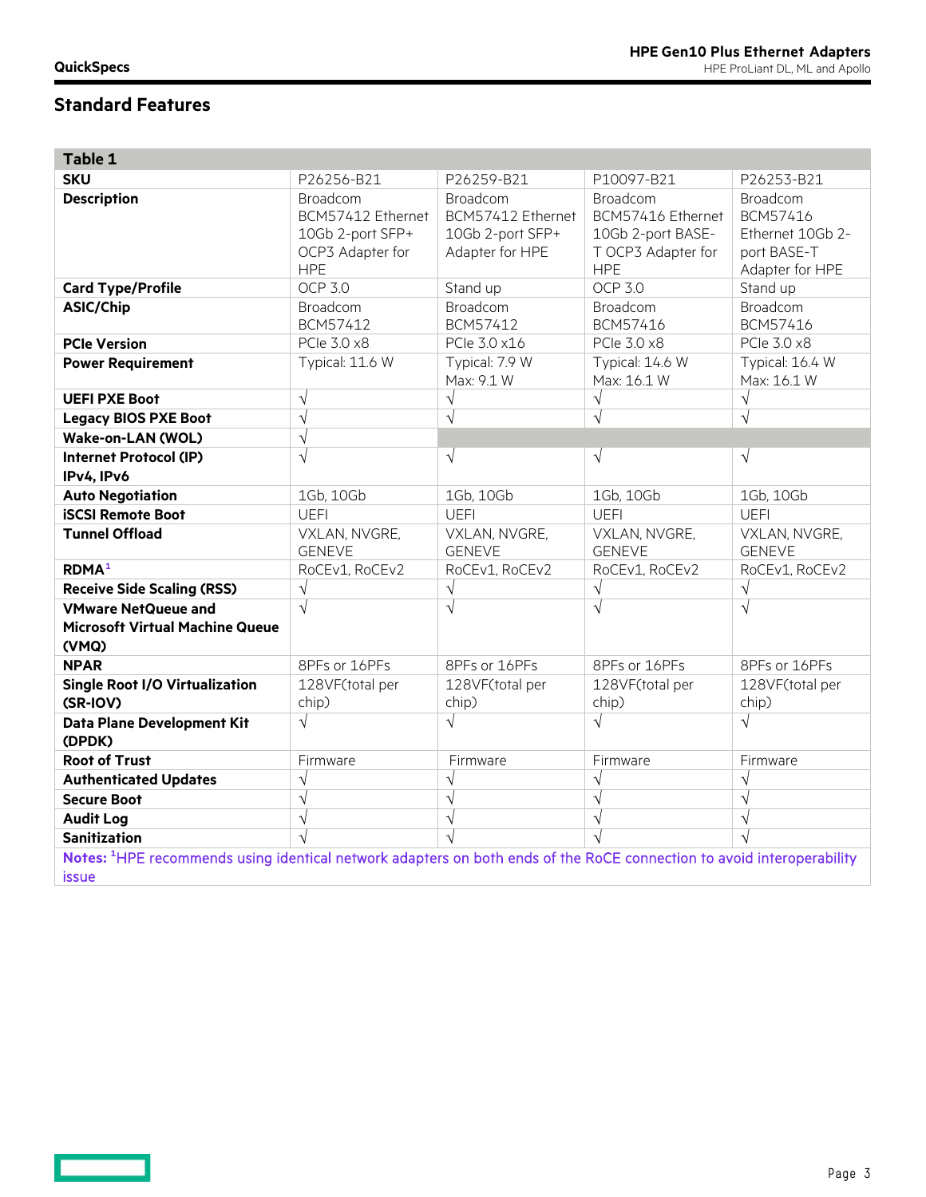## Standard Features

| Table 1 | | | | |
|---|---|---|---|---|
| **SKU** | P26256-B21 | P26259-B21 | P10097-B21 | P26253-B21 |
| **Description** | Broadcom BCM57412 Ethernet 10Gb 2-port SFP+ OCP3 Adapter for HPE | Broadcom BCM57412 Ethernet 10Gb 2-port SFP+ Adapter for HPE | Broadcom BCM57416 Ethernet 10Gb 2-port BASE-T OCP3 Adapter for HPE | Broadcom BCM57416 Ethernet 10Gb 2-port BASE-T Adapter for HPE |
| **Card Type/Profile** | OCP 3.0 | Stand up | OCP 3.0 | Stand up |
| **ASIC/Chip** | Broadcom BCM57412 | Broadcom BCM57412 | Broadcom BCM57416 | Broadcom BCM57416 |
| **PCIe Version** | PCIe 3.0 x8 | PCIe 3.0 x16 | PCIe 3.0 x8 | PCIe 3.0 x8 |
| **Power Requirement** | Typical: 11.6 W | Typical: 7.9 W Max: 9.1 W | Typical: 14.6 W Max: 16.1 W | Typical: 16.4 W Max: 16.1 W |
| **UEFI PXE Boot** | √ | √ | √ | √ |
| **Legacy BIOS PXE Boot** | √ | √ | √ | √ |
| **Wake-on-LAN (WOL)** | √ | | | |
| **Internet Protocol (IP) IPv4, IPv6** | √ | √ | √ | √ |
| **Auto Negotiation** | 1Gb, 10Gb | 1Gb, 10Gb | 1Gb, 10Gb | 1Gb, 10Gb |
| **iSCSI Remote Boot** | UEFI | UEFI | UEFI | UEFI |
| **Tunnel Offload** | VXLAN, NVGRE, GENEVE | VXLAN, NVGRE, GENEVE | VXLAN, NVGRE, GENEVE | VXLAN, NVGRE, GENEVE |
| **RDMA**[1] | RoCEv1, RoCEv2 | RoCEv1, RoCEv2 | RoCEv1, RoCEv2 | RoCEv1, RoCEv2 |
| **Receive Side Scaling (RSS)** | √ | √ | √ | √ |
| **VMware NetQueue and Microsoft Virtual Machine Queue (VMQ)** | √ | √ | √ | √ |
| **NPAR** | 8PFs or 16PFs | 8PFs or 16PFs | 8PFs or 16PFs | 8PFs or 16PFs |
| **Single Root I/O Virtualization (SR-IOV)** | 128VF(total per chip) | 128VF(total per chip) | 128VF(total per chip) | 128VF(total per chip) |
| **Data Plane Development Kit (DPDK)** | √ | √ | √ | √ |
| **Root of Trust** | Firmware | Firmware | Firmware | Firmware |
| **Authenticated Updates** | √ | √ | √ | √ |
| **Secure Boot** | √ | √ | √ | √ |
| **Audit Log** | √ | √ | √ | √ |
| **Sanitization** | √ | √ | √ | √ |

**Notes:** [1]HPE recommends using identical network adapters on both ends of the RoCE connection to avoid interoperability issue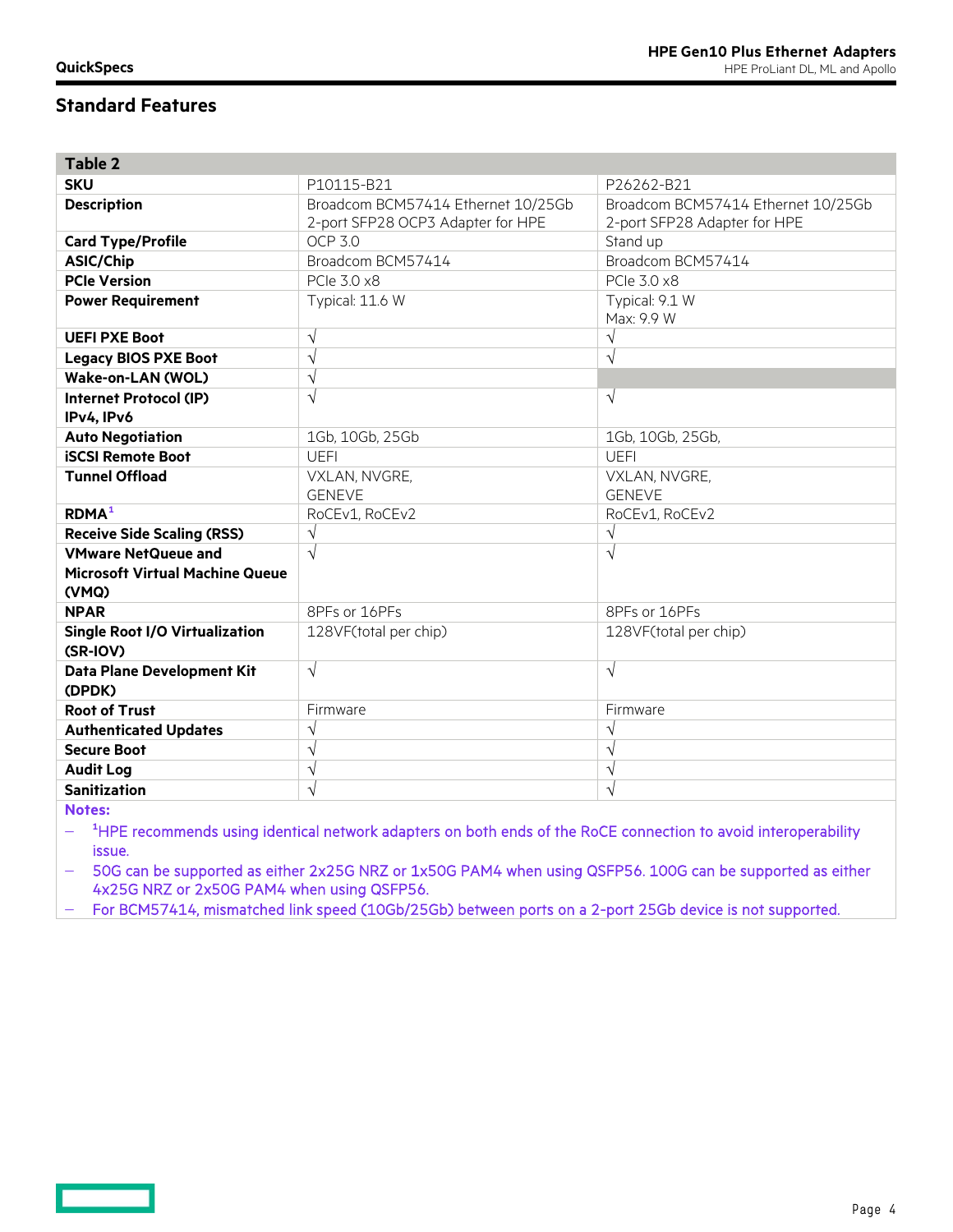## Standard Features

| Table 2 | | |
|---|---|---|
| **SKU** | P10115-B21 | P26262-B21 |
| **Description** | Broadcom BCM57414 Ethernet 10/25Gb 2-port SFP28 OCP3 Adapter for HPE | Broadcom BCM57414 Ethernet 10/25Gb 2-port SFP28 Adapter for HPE |
| **Card Type/Profile** | OCP 3.0 | Stand up |
| **ASIC/Chip** | Broadcom BCM57414 | Broadcom BCM57414 |
| **PCIe Version** | PCIe 3.0 x8 | PCIe 3.0 x8 |
| **Power Requirement** | Typical: 11.6 W | Typical: 9.1 W<br>Max: 9.9 W |
| **UEFI PXE Boot** | √ | √ |
| **Legacy BIOS PXE Boot** | √ | √ |
| **Wake-on-LAN (WOL)** | √ | |
| **Internet Protocol (IP) IPv4, IPv6** | √ | √ |
| **Auto Negotiation** | 1Gb, 10Gb, 25Gb | 1Gb, 10Gb, 25Gb, |
| **iSCSI Remote Boot** | UEFI | UEFI |
| **Tunnel Offload** | VXLAN, NVGRE, GENEVE | VXLAN, NVGRE, GENEVE |
| **RDMA**[1] | RoCEv1, RoCEv2 | RoCEv1, RoCEv2 |
| **Receive Side Scaling (RSS)** | √ | √ |
| **VMware NetQueue and Microsoft Virtual Machine Queue (VMQ)** | √ | √ |
| **NPAR** | 8PFs or 16PFs | 8PFs or 16PFs |
| **Single Root I/O Virtualization (SR-IOV)** | 128VF(total per chip) | 128VF(total per chip) |
| **Data Plane Development Kit (DPDK)** | √ | √ |
| **Root of Trust** | Firmware | Firmware |
| **Authenticated Updates** | √ | √ |
| **Secure Boot** | √ | √ |
| **Audit Log** | √ | √ |
| **Sanitization** | √ | √ |

**Notes:**

- [1]HPE recommends using identical network adapters on both ends of the RoCE connection to avoid interoperability issue.
- 50G can be supported as either 2x25G NRZ or 1x50G PAM4 when using QSFP56. 100G can be supported as either 4x25G NRZ or 2x50G PAM4 when using QSFP56.
- For BCM57414, mismatched link speed (10Gb/25Gb) between ports on a 2-port 25Gb device is not supported.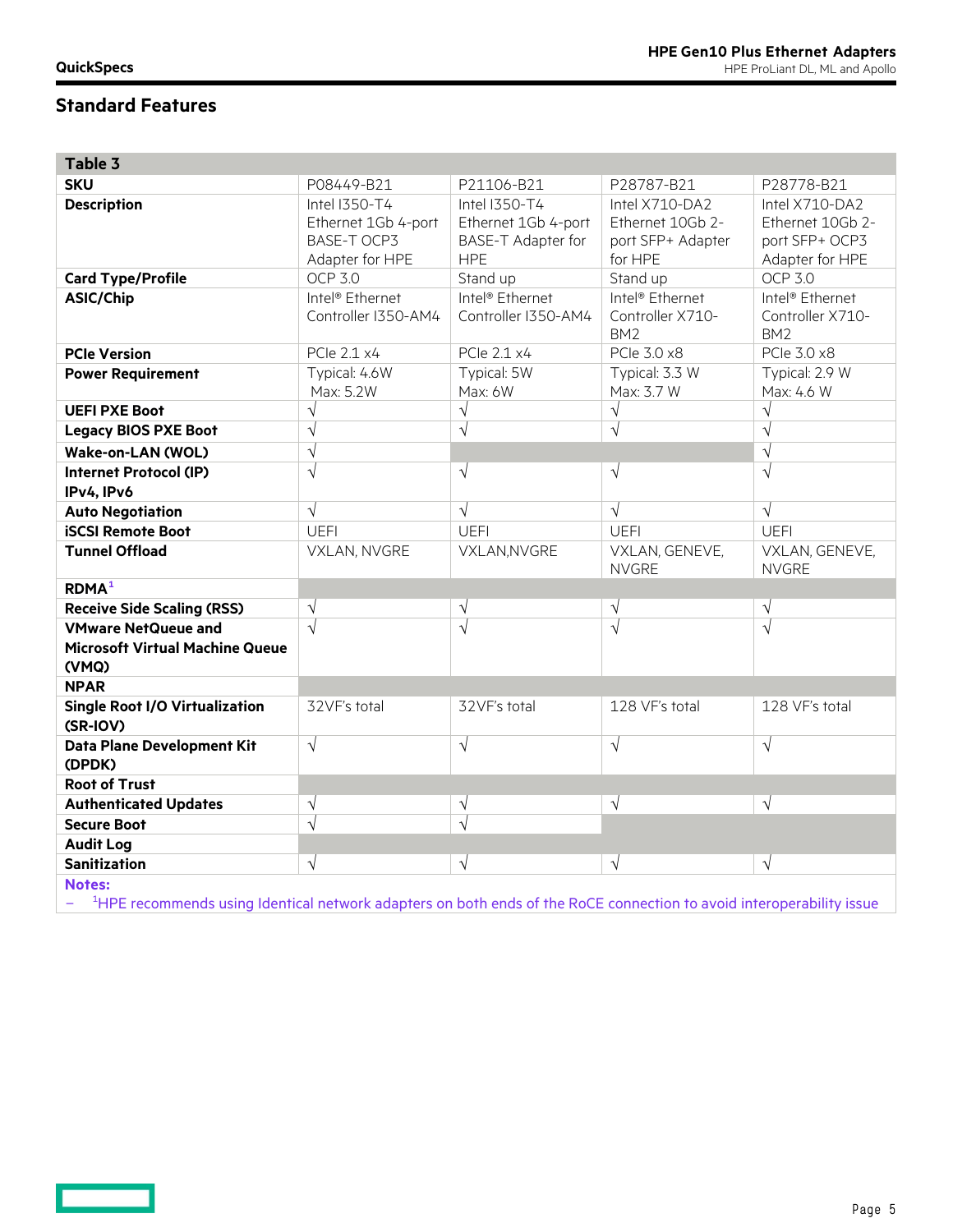## Standard Features

| Table 3 | | | | |
|---|---|---|---|---|
| **SKU** | P08449-B21 | P21106-B21 | P28787-B21 | P28778-B21 |
| **Description** | Intel I350-T4 Ethernet 1Gb 4-port BASE-T OCP3 Adapter for HPE | Intel I350-T4 Ethernet 1Gb 4-port BASE-T Adapter for HPE | Intel X710-DA2 Ethernet 10Gb 2-port SFP+ Adapter for HPE | Intel X710-DA2 Ethernet 10Gb 2-port SFP+ OCP3 Adapter for HPE |
| **Card Type/Profile** | OCP 3.0 | Stand up | Stand up | OCP 3.0 |
| **ASIC/Chip** | Intel® Ethernet Controller I350-AM4 | Intel® Ethernet Controller I350-AM4 | Intel® Ethernet Controller X710-BM2 | Intel® Ethernet Controller X710-BM2 |
| **PCIe Version** | PCIe 2.1 x4 | PCIe 2.1 x4 | PCIe 3.0 x8 | PCIe 3.0 x8 |
| **Power Requirement** | Typical: 4.6W Max: 5.2W | Typical: 5W Max: 6W | Typical: 3.3 W Max: 3.7 W | Typical: 2.9 W Max: 4.6 W |
| **UEFI PXE Boot** | √ | √ | √ | √ |
| **Legacy BIOS PXE Boot** | √ | √ | √ | √ |
| **Wake-on-LAN (WOL)** | √ | | | √ |
| **Internet Protocol (IP) IPv4, IPv6** | √ | √ | √ | √ |
| **Auto Negotiation** | √ | √ | √ | √ |
| **iSCSI Remote Boot** | UEFI | UEFI | UEFI | UEFI |
| **Tunnel Offload** | VXLAN, NVGRE | VXLAN,NVGRE | VXLAN, GENEVE, NVGRE | VXLAN, GENEVE, NVGRE |
| **RDMA**[1] | | | | |
| **Receive Side Scaling (RSS)** | √ | √ | √ | √ |
| **VMware NetQueue and Microsoft Virtual Machine Queue (VMQ)** | √ | √ | √ | √ |
| **NPAR** | | | | |
| **Single Root I/O Virtualization (SR-IOV)** | 32VF's total | 32VF's total | 128 VF's total | 128 VF's total |
| **Data Plane Development Kit (DPDK)** | √ | √ | √ | √ |
| **Root of Trust** | | | | |
| **Authenticated Updates** | √ | √ | √ | √ |
| **Secure Boot** | √ | √ | | |
| **Audit Log** | | | | |
| **Sanitization** | √ | √ | √ | √ |

**Notes:**

– [1]HPE recommends using Identical network adapters on both ends of the RoCE connection to avoid interoperability issue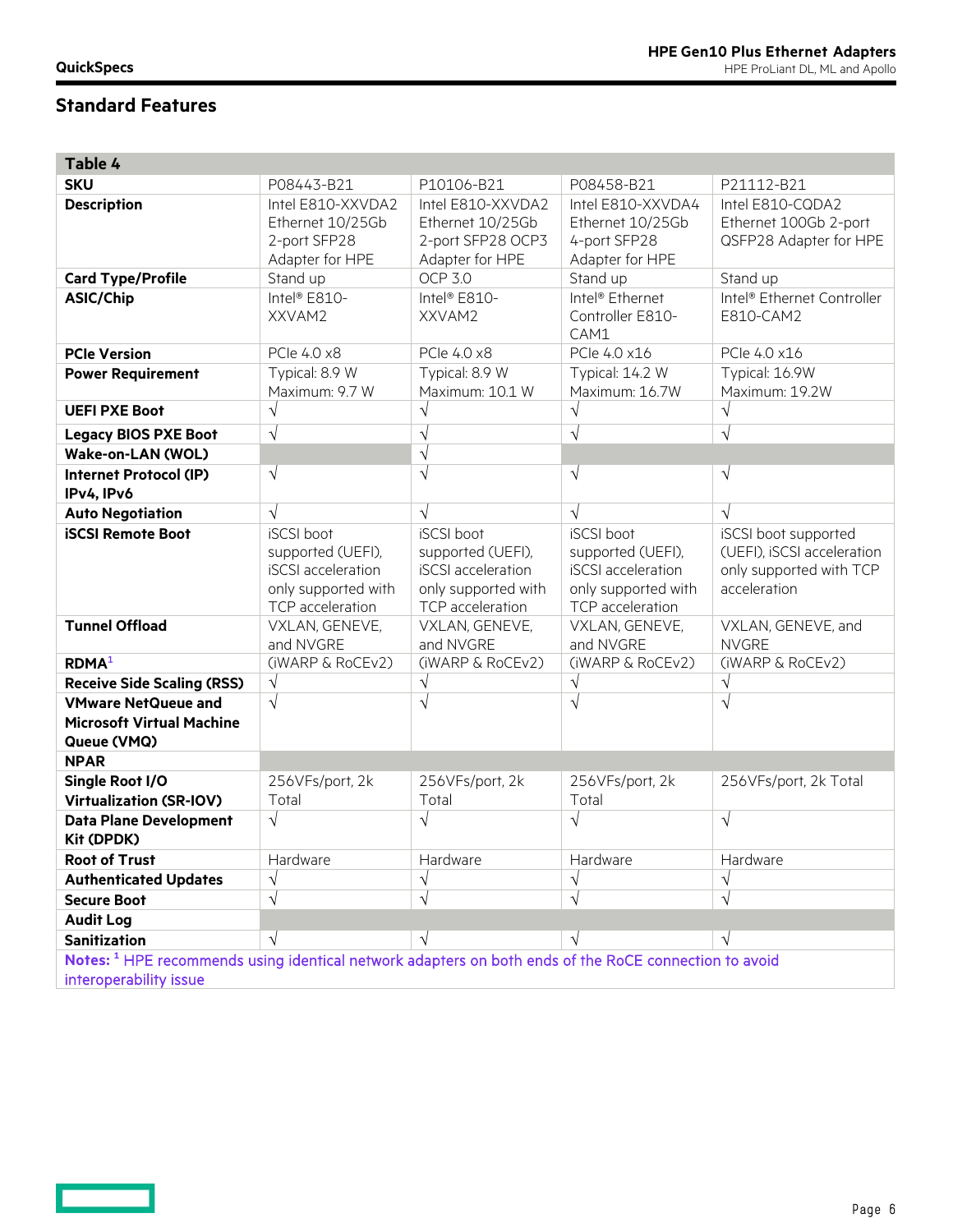## Standard Features

| Table 4 | | | | |
|---|---|---|---|---|
| **SKU** | P08443-B21 | P10106-B21 | P08458-B21 | P21112-B21 |
| **Description** | Intel E810-XXVDA2 Ethernet 10/25Gb 2-port SFP28 Adapter for HPE | Intel E810-XXVDA2 Ethernet 10/25Gb 2-port SFP28 OCP3 Adapter for HPE | Intel E810-XXVDA4 Ethernet 10/25Gb 4-port SFP28 Adapter for HPE | Intel E810-CQDA2 Ethernet 100Gb 2-port QSFP28 Adapter for HPE |
| **Card Type/Profile** | Stand up | OCP 3.0 | Stand up | Stand up |
| **ASIC/Chip** | Intel® E810-XXVAM2 | Intel® E810-XXVAM2 | Intel® Ethernet Controller E810-CAM1 | Intel® Ethernet Controller E810-CAM2 |
| **PCIe Version** | PCIe 4.0 x8 | PCIe 4.0 x8 | PCIe 4.0 x16 | PCIe 4.0 x16 |
| **Power Requirement** | Typical: 8.9 W Maximum: 9.7 W | Typical: 8.9 W Maximum: 10.1 W | Typical: 14.2 W Maximum: 16.7W | Typical: 16.9W Maximum: 19.2W |
| **UEFI PXE Boot** | √ | √ | √ | √ |
| **Legacy BIOS PXE Boot** | √ | √ | √ | √ |
| **Wake-on-LAN (WOL)** | | √ | | |
| **Internet Protocol (IP) IPv4, IPv6** | √ | √ | √ | √ |
| **Auto Negotiation** | √ | √ | √ | √ |
| **iSCSI Remote Boot** | iSCSI boot supported (UEFI), iSCSI acceleration only supported with TCP acceleration | iSCSI boot supported (UEFI), iSCSI acceleration only supported with TCP acceleration | iSCSI boot supported (UEFI), iSCSI acceleration only supported with TCP acceleration | iSCSI boot supported (UEFI), iSCSI acceleration only supported with TCP acceleration |
| **Tunnel Offload** | VXLAN, GENEVE, and NVGRE | VXLAN, GENEVE, and NVGRE | VXLAN, GENEVE, and NVGRE | VXLAN, GENEVE, and NVGRE |
| **RDMA**[1] | (iWARP & RoCEv2) | (iWARP & RoCEv2) | (iWARP & RoCEv2) | (iWARP & RoCEv2) |
| **Receive Side Scaling (RSS)** | √ | √ | √ | √ |
| **VMware NetQueue and Microsoft Virtual Machine Queue (VMQ)** | √ | √ | √ | √ |
| **NPAR** | | | | |
| **Single Root I/O Virtualization (SR-IOV)** | 256VFs/port, 2k Total | 256VFs/port, 2k Total | 256VFs/port, 2k Total | 256VFs/port, 2k Total |
| **Data Plane Development Kit (DPDK)** | √ | √ | √ | √ |
| **Root of Trust** | Hardware | Hardware | Hardware | Hardware |
| **Authenticated Updates** | √ | √ | √ | √ |
| **Secure Boot** | √ | √ | √ | √ |
| **Audit Log** | | | | |
| **Sanitization** | √ | √ | √ | √ |

**Notes:** [1] HPE recommends using identical network adapters on both ends of the RoCE connection to avoid interoperability issue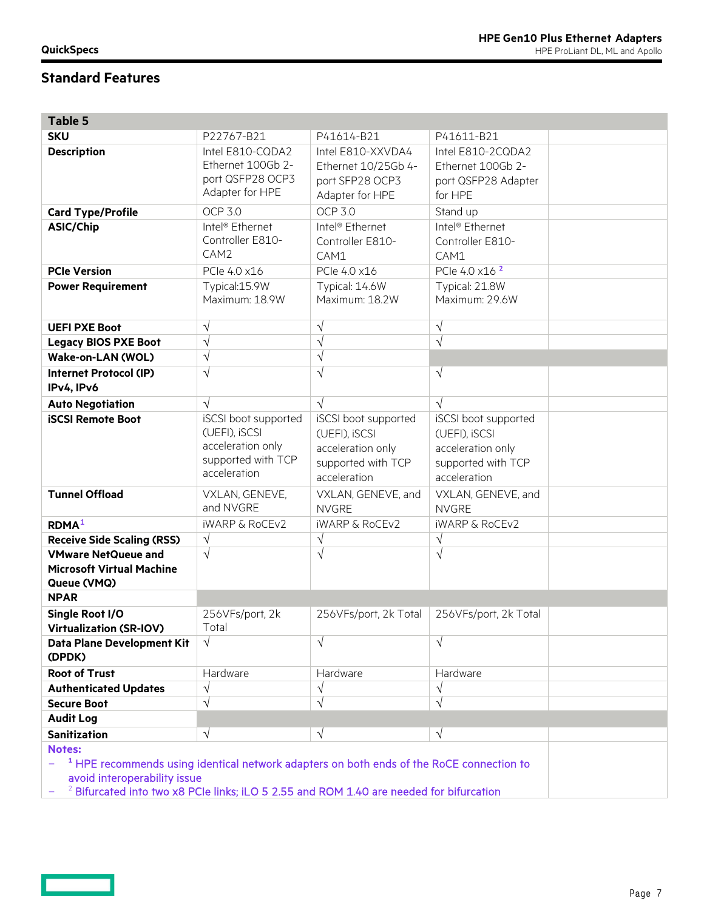## Standard Features

| Table 5 | | | | |
|---|---|---|---|---|
| **SKU** | P22767-B21 | P41614-B21 | P41611-B21 | |
| **Description** | Intel E810-CQDA2 Ethernet 100Gb 2-port QSFP28 OCP3 Adapter for HPE | Intel E810-XXVDA4 Ethernet 10/25Gb 4-port SFP28 OCP3 Adapter for HPE | Intel E810-2CQDA2 Ethernet 100Gb 2-port QSFP28 Adapter for HPE | |
| **Card Type/Profile** | OCP 3.0 | OCP 3.0 | Stand up | |
| **ASIC/Chip** | Intel® Ethernet Controller E810-CAM2 | Intel® Ethernet Controller E810-CAM1 | Intel® Ethernet Controller E810-CAM1 | |
| **PCIe Version** | PCIe 4.0 x16 | PCIe 4.0 x16 | PCIe 4.0 x16 [2] | |
| **Power Requirement** | Typical:15.9W Maximum: 18.9W | Typical: 14.6W Maximum: 18.2W | Typical: 21.8W Maximum: 29.6W | |
| **UEFI PXE Boot** | √ | √ | √ | |
| **Legacy BIOS PXE Boot** | √ | √ | √ | |
| **Wake-on-LAN (WOL)** | √ | √ | | |
| **Internet Protocol (IP) IPv4, IPv6** | √ | √ | √ | |
| **Auto Negotiation** | √ | √ | √ | |
| **iSCSI Remote Boot** | iSCSI boot supported (UEFI), iSCSI acceleration only supported with TCP acceleration | iSCSI boot supported (UEFI), iSCSI acceleration only supported with TCP acceleration | iSCSI boot supported (UEFI), iSCSI acceleration only supported with TCP acceleration | |
| **Tunnel Offload** | VXLAN, GENEVE, and NVGRE | VXLAN, GENEVE, and NVGRE | VXLAN, GENEVE, and NVGRE | |
| **RDMA**[1] | iWARP & RoCEv2 | iWARP & RoCEv2 | iWARP & RoCEv2 | |
| **Receive Side Scaling (RSS)** | √ | √ | √ | |
| **VMware NetQueue and Microsoft Virtual Machine Queue (VMQ)** | √ | √ | √ | |
| **NPAR** | | | | |
| **Single Root I/O Virtualization (SR-IOV)** | 256VFs/port, 2k Total | 256VFs/port, 2k Total | 256VFs/port, 2k Total | |
| **Data Plane Development Kit (DPDK)** | √ | √ | √ | |
| **Root of Trust** | Hardware | Hardware | Hardware | |
| **Authenticated Updates** | √ | √ | √ | |
| **Secure Boot** | √ | √ | √ | |
| **Audit Log** | | | | |
| **Sanitization** | √ | √ | √ | |

**Notes:**

- [1] HPE recommends using identical network adapters on both ends of the RoCE connection to avoid interoperability issue
- [2] Bifurcated into two x8 PCIe links; iLO 5 2.55 and ROM 1.40 are needed for bifurcation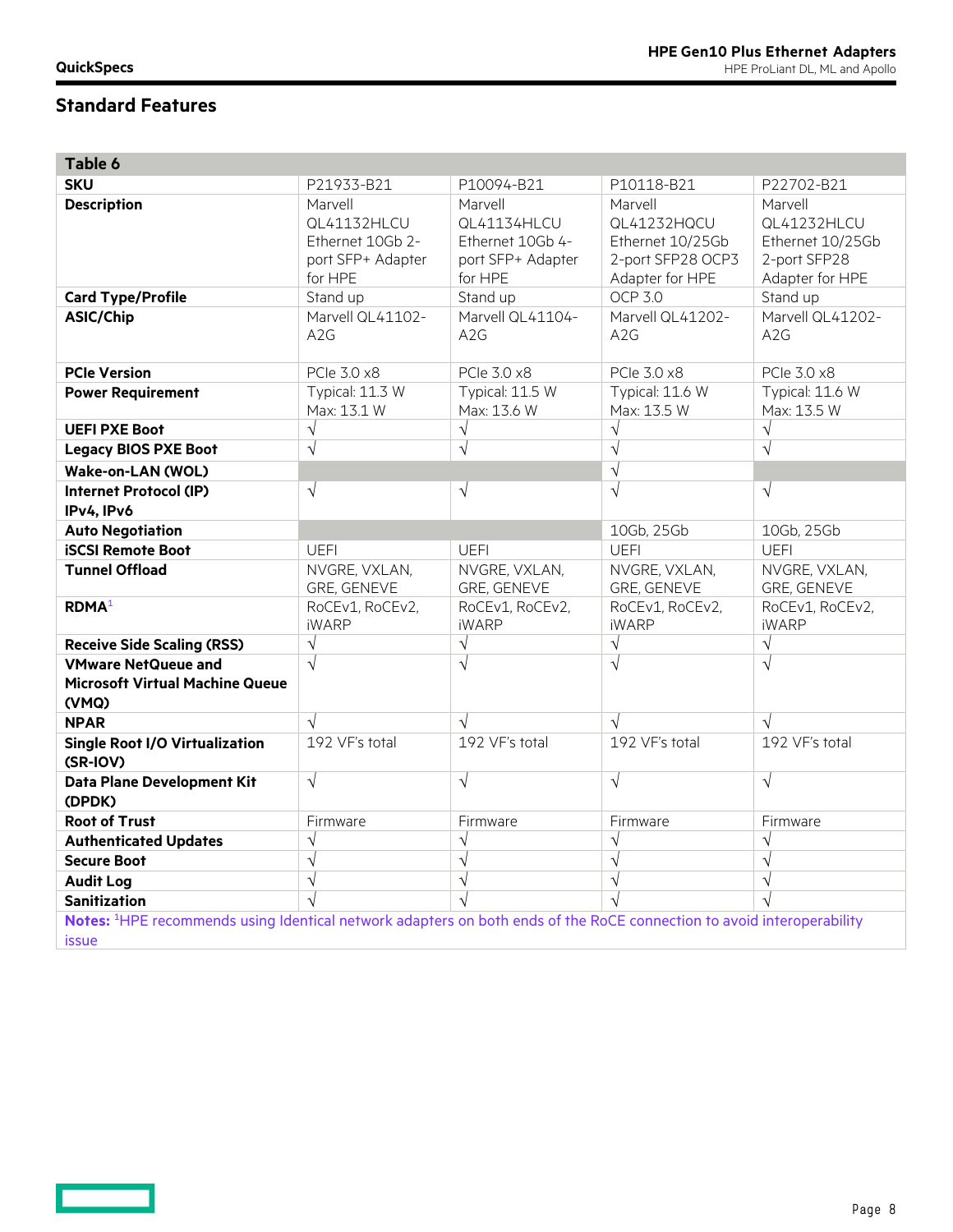## Standard Features

| Table 6 | | | | |
|---|---|---|---|---|
| **SKU** | P21933-B21 | P10094-B21 | P10118-B21 | P22702-B21 |
| **Description** | Marvell QL41132HLCU Ethernet 10Gb 2-port SFP+ Adapter for HPE | Marvell QL41134HLCU Ethernet 10Gb 4-port SFP+ Adapter for HPE | Marvell QL41232HQCU Ethernet 10/25Gb 2-port SFP28 OCP3 Adapter for HPE | Marvell QL41232HLCU Ethernet 10/25Gb 2-port SFP28 Adapter for HPE |
| **Card Type/Profile** | Stand up | Stand up | OCP 3.0 | Stand up |
| **ASIC/Chip** | Marvell QL41102-A2G | Marvell QL41104-A2G | Marvell QL41202-A2G | Marvell QL41202-A2G |
| **PCIe Version** | PCIe 3.0 x8 | PCIe 3.0 x8 | PCIe 3.0 x8 | PCIe 3.0 x8 |
| **Power Requirement** | Typical: 11.3 W<br>Max: 13.1 W | Typical: 11.5 W<br>Max: 13.6 W | Typical: 11.6 W<br>Max: 13.5 W | Typical: 11.6 W<br>Max: 13.5 W |
| **UEFI PXE Boot** | √ | √ | √ | √ |
| **Legacy BIOS PXE Boot** | √ | √ | √ | √ |
| **Wake-on-LAN (WOL)** | | | √ | |
| **Internet Protocol (IP) IPv4, IPv6** | √ | √ | √ | √ |
| **Auto Negotiation** | | | 10Gb, 25Gb | 10Gb, 25Gb |
| **iSCSI Remote Boot** | UEFI | UEFI | UEFI | UEFI |
| **Tunnel Offload** | NVGRE, VXLAN, GRE, GENEVE | NVGRE, VXLAN, GRE, GENEVE | NVGRE, VXLAN, GRE, GENEVE | NVGRE, VXLAN, GRE, GENEVE |
| **RDMA**[1] | RoCEv1, RoCEv2, iWARP | RoCEv1, RoCEv2, iWARP | RoCEv1, RoCEv2, iWARP | RoCEv1, RoCEv2, iWARP |
| **Receive Side Scaling (RSS)** | √ | √ | √ | √ |
| **VMware NetQueue and Microsoft Virtual Machine Queue (VMQ)** | √ | √ | √ | √ |
| **NPAR** | √ | √ | √ | √ |
| **Single Root I/O Virtualization (SR-IOV)** | 192 VF's total | 192 VF's total | 192 VF's total | 192 VF's total |
| **Data Plane Development Kit (DPDK)** | √ | √ | √ | √ |
| **Root of Trust** | Firmware | Firmware | Firmware | Firmware |
| **Authenticated Updates** | √ | √ | √ | √ |
| **Secure Boot** | √ | √ | √ | √ |
| **Audit Log** | √ | √ | √ | √ |
| **Sanitization** | √ | √ | √ | √ |

**Notes:** [1]HPE recommends using Identical network adapters on both ends of the RoCE connection to avoid interoperability issue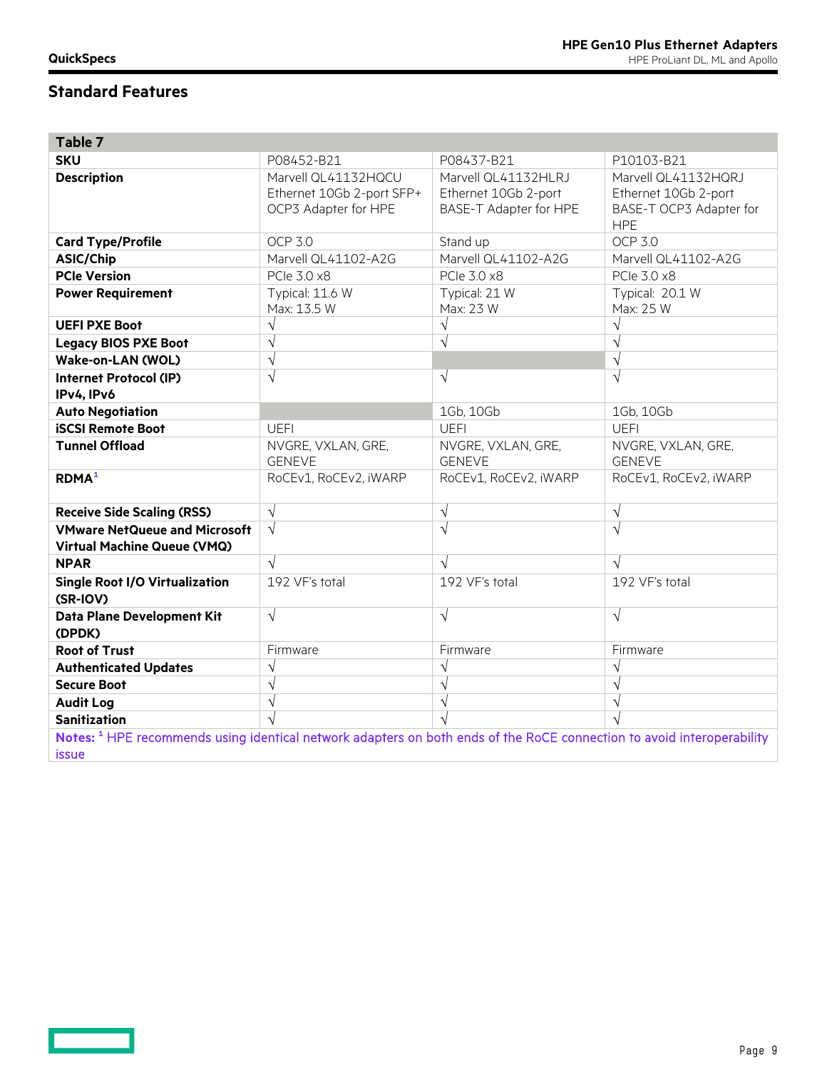## Standard Features

| Table 7 | | | |
|---|---|---|---|
| **SKU** | P08452-B21 | P08437-B21 | P10103-B21 |
| **Description** | Marvell QL41132HQCU Ethernet 10Gb 2-port SFP+ OCP3 Adapter for HPE | Marvell QL41132HLRJ Ethernet 10Gb 2-port BASE-T Adapter for HPE | Marvell QL41132HQRJ Ethernet 10Gb 2-port BASE-T OCP3 Adapter for HPE |
| **Card Type/Profile** | OCP 3.0 | Stand up | OCP 3.0 |
| **ASIC/Chip** | Marvell QL41102-A2G | Marvell QL41102-A2G | Marvell QL41102-A2G |
| **PCIe Version** | PCIe 3.0 x8 | PCIe 3.0 x8 | PCIe 3.0 x8 |
| **Power Requirement** | Typical: 11.6 W<br>Max: 13.5 W | Typical: 21 W<br>Max: 23 W | Typical: 20.1 W<br>Max: 25 W |
| **UEFI PXE Boot** | √ | √ | √ |
| **Legacy BIOS PXE Boot** | √ | √ | √ |
| **Wake-on-LAN (WOL)** | √ | | √ |
| **Internet Protocol (IP) IPv4, IPv6** | √ | √ | √ |
| **Auto Negotiation** | | 1Gb, 10Gb | 1Gb, 10Gb |
| **iSCSI Remote Boot** | UEFI | UEFI | UEFI |
| **Tunnel Offload** | NVGRE, VXLAN, GRE, GENEVE | NVGRE, VXLAN, GRE, GENEVE | NVGRE, VXLAN, GRE, GENEVE |
| **RDMA**[1] | RoCEv1, RoCEv2, iWARP | RoCEv1, RoCEv2, iWARP | RoCEv1, RoCEv2, iWARP |
| **Receive Side Scaling (RSS)** | √ | √ | √ |
| **VMware NetQueue and Microsoft Virtual Machine Queue (VMQ)** | √ | √ | √ |
| **NPAR** | √ | √ | √ |
| **Single Root I/O Virtualization (SR-IOV)** | 192 VF's total | 192 VF's total | 192 VF's total |
| **Data Plane Development Kit (DPDK)** | √ | √ | √ |
| **Root of Trust** | Firmware | Firmware | Firmware |
| **Authenticated Updates** | √ | √ | √ |
| **Secure Boot** | √ | √ | √ |
| **Audit Log** | √ | √ | √ |
| **Sanitization** | √ | √ | √ |

**Notes:** [1] HPE recommends using identical network adapters on both ends of the RoCE connection to avoid interoperability issue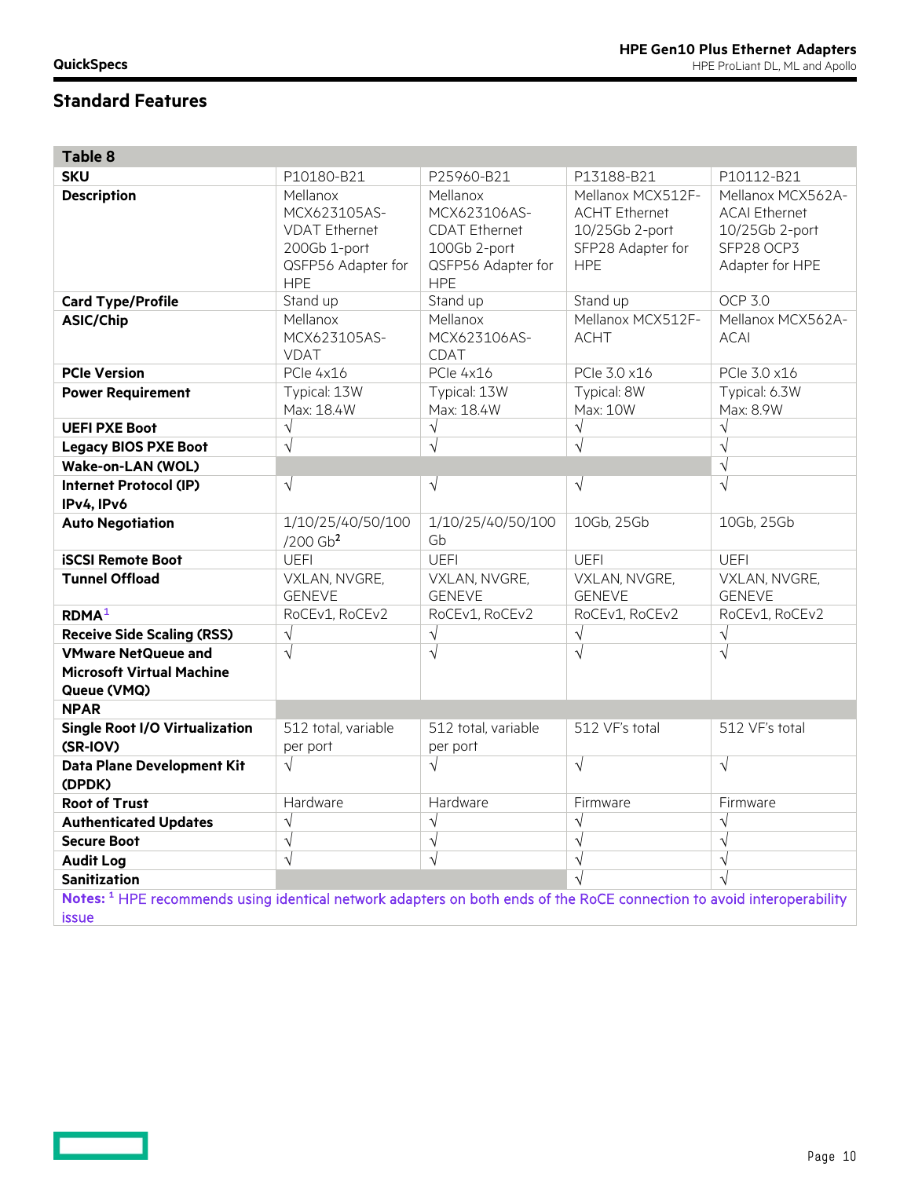## Standard Features

**Table 8**

| SKU | P10180-B21 | P25960-B21 | P13188-B21 | P10112-B21 |
|---|---|---|---|---|
| **Description** | Mellanox MCX623105AS-VDAT Ethernet 200Gb 1-port QSFP56 Adapter for HPE | Mellanox MCX623106AS-CDAT Ethernet 100Gb 2-port QSFP56 Adapter for HPE | Mellanox MCX512F-ACHT Ethernet 10/25Gb 2-port SFP28 Adapter for HPE | Mellanox MCX562A-ACAI Ethernet 10/25Gb 2-port SFP28 OCP3 Adapter for HPE |
| **Card Type/Profile** | Stand up | Stand up | Stand up | OCP 3.0 |
| **ASIC/Chip** | Mellanox MCX623105AS-VDAT | Mellanox MCX623106AS-CDAT | Mellanox MCX512F-ACHT | Mellanox MCX562A-ACAI |
| **PCIe Version** | PCIe 4x16 | PCIe 4x16 | PCIe 3.0 x16 | PCIe 3.0 x16 |
| **Power Requirement** | Typical: 13W<br>Max: 18.4W | Typical: 13W<br>Max: 18.4W | Typical: 8W<br>Max: 10W | Typical: 6.3W<br>Max: 8.9W |
| **UEFI PXE Boot** | √ | √ | √ | √ |
| **Legacy BIOS PXE Boot** | √ | √ | √ | √ |
| **Wake-on-LAN (WOL)** | | | | √ |
| **Internet Protocol (IP) IPv4, IPv6** | √ | √ | √ | √ |
| **Auto Negotiation** | 1/10/25/40/50/100/200 Gb[2] | 1/10/25/40/50/100 Gb | 10Gb, 25Gb | 10Gb, 25Gb |
| **iSCSI Remote Boot** | UEFI | UEFI | UEFI | UEFI |
| **Tunnel Offload** | VXLAN, NVGRE, GENEVE | VXLAN, NVGRE, GENEVE | VXLAN, NVGRE, GENEVE | VXLAN, NVGRE, GENEVE |
| **RDMA**[1] | RoCEv1, RoCEv2 | RoCEv1, RoCEv2 | RoCEv1, RoCEv2 | RoCEv1, RoCEv2 |
| **Receive Side Scaling (RSS)** | √ | √ | √ | √ |
| **VMware NetQueue and Microsoft Virtual Machine Queue (VMQ)** | √ | √ | √ | √ |
| **NPAR** | | | | |
| **Single Root I/O Virtualization (SR-IOV)** | 512 total, variable per port | 512 total, variable per port | 512 VF's total | 512 VF's total |
| **Data Plane Development Kit (DPDK)** | √ | √ | √ | √ |
| **Root of Trust** | Hardware | Hardware | Firmware | Firmware |
| **Authenticated Updates** | √ | √ | √ | √ |
| **Secure Boot** | √ | √ | √ | √ |
| **Audit Log** | √ | √ | √ | √ |
| **Sanitization** | | | √ | √ |

**Notes:** [1] HPE recommends using identical network adapters on both ends of the RoCE connection to avoid interoperability issue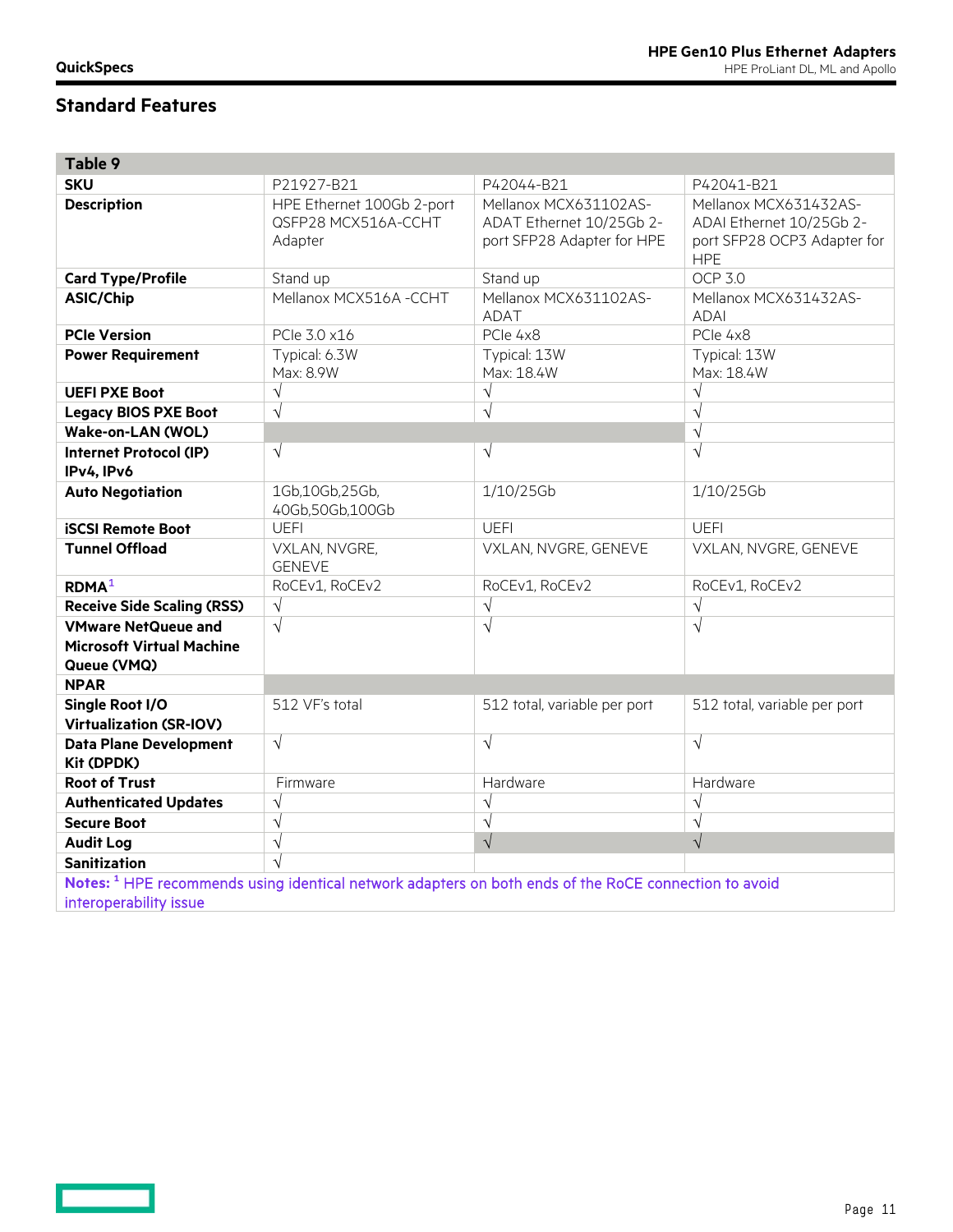## Standard Features

| Table 9 | | | |
|---|---|---|---|
| **SKU** | P21927-B21 | P42044-B21 | P42041-B21 |
| **Description** | HPE Ethernet 100Gb 2-port QSFP28 MCX516A-CCHT Adapter | Mellanox MCX631102AS-ADAT Ethernet 10/25Gb 2-port SFP28 Adapter for HPE | Mellanox MCX631432AS-ADAI Ethernet 10/25Gb 2-port SFP28 OCP3 Adapter for HPE |
| **Card Type/Profile** | Stand up | Stand up | OCP 3.0 |
| **ASIC/Chip** | Mellanox MCX516A -CCHT | Mellanox MCX631102AS-ADAT | Mellanox MCX631432AS-ADAI |
| **PCIe Version** | PCIe 3.0 x16 | PCIe 4x8 | PCIe 4x8 |
| **Power Requirement** | Typical: 6.3W<br>Max: 8.9W | Typical: 13W<br>Max: 18.4W | Typical: 13W<br>Max: 18.4W |
| **UEFI PXE Boot** | √ | √ | √ |
| **Legacy BIOS PXE Boot** | √ | √ | √ |
| **Wake-on-LAN (WOL)** | | | √ |
| **Internet Protocol (IP) IPv4, IPv6** | √ | √ | √ |
| **Auto Negotiation** | 1Gb,10Gb,25Gb, 40Gb,50Gb,100Gb | 1/10/25Gb | 1/10/25Gb |
| **iSCSI Remote Boot** | UEFI | UEFI | UEFI |
| **Tunnel Offload** | VXLAN, NVGRE, GENEVE | VXLAN, NVGRE, GENEVE | VXLAN, NVGRE, GENEVE |
| **RDMA**[1] | RoCEv1, RoCEv2 | RoCEv1, RoCEv2 | RoCEv1, RoCEv2 |
| **Receive Side Scaling (RSS)** | √ | √ | √ |
| **VMware NetQueue and Microsoft Virtual Machine Queue (VMQ)** | √ | √ | √ |
| **NPAR** | | | |
| **Single Root I/O Virtualization (SR-IOV)** | 512 VF's total | 512 total, variable per port | 512 total, variable per port |
| **Data Plane Development Kit (DPDK)** | √ | √ | √ |
| **Root of Trust** | Firmware | Hardware | Hardware |
| **Authenticated Updates** | √ | √ | √ |
| **Secure Boot** | √ | √ | √ |
| **Audit Log** | √ | √ | √ |
| **Sanitization** | √ | | |

**Notes:** [1] HPE recommends using identical network adapters on both ends of the RoCE connection to avoid interoperability issue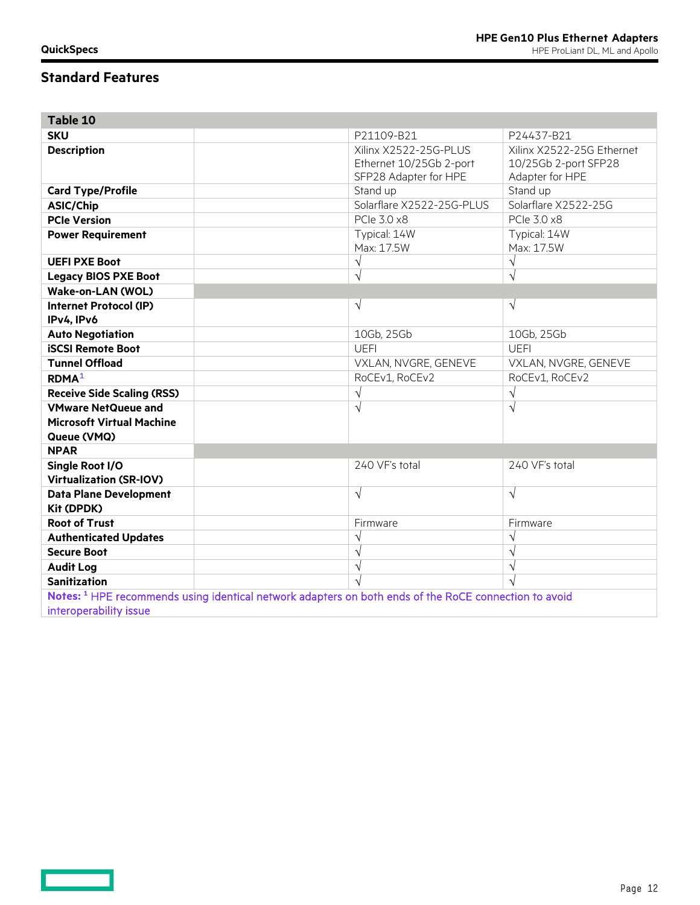## Standard Features

| Table 10 | | | |
|---|---|---|---|
| **SKU** | | P21109-B21 | P24437-B21 |
| **Description** | | Xilinx X2522-25G-PLUS Ethernet 10/25Gb 2-port SFP28 Adapter for HPE | Xilinx X2522-25G Ethernet 10/25Gb 2-port SFP28 Adapter for HPE |
| **Card Type/Profile** | | Stand up | Stand up |
| **ASIC/Chip** | | Solarflare X2522-25G-PLUS | Solarflare X2522-25G |
| **PCIe Version** | | PCIe 3.0 x8 | PCIe 3.0 x8 |
| **Power Requirement** | | Typical: 14W<br>Max: 17.5W | Typical: 14W<br>Max: 17.5W |
| **UEFI PXE Boot** | | √ | √ |
| **Legacy BIOS PXE Boot** | | √ | √ |
| **Wake-on-LAN (WOL)** | | | |
| **Internet Protocol (IP) IPv4, IPv6** | | √ | √ |
| **Auto Negotiation** | | 10Gb, 25Gb | 10Gb, 25Gb |
| **iSCSI Remote Boot** | | UEFI | UEFI |
| **Tunnel Offload** | | VXLAN, NVGRE, GENEVE | VXLAN, NVGRE, GENEVE |
| **RDMA**[1] | | RoCEv1, RoCEv2 | RoCEv1, RoCEv2 |
| **Receive Side Scaling (RSS)** | | √ | √ |
| **VMware NetQueue and Microsoft Virtual Machine Queue (VMQ)** | | √ | √ |
| **NPAR** | | | |
| **Single Root I/O Virtualization (SR-IOV)** | | 240 VF's total | 240 VF's total |
| **Data Plane Development Kit (DPDK)** | | √ | √ |
| **Root of Trust** | | Firmware | Firmware |
| **Authenticated Updates** | | √ | √ |
| **Secure Boot** | | √ | √ |
| **Audit Log** | | √ | √ |
| **Sanitization** | | √ | √ |

**Notes:** [1] HPE recommends using identical network adapters on both ends of the RoCE connection to avoid interoperability issue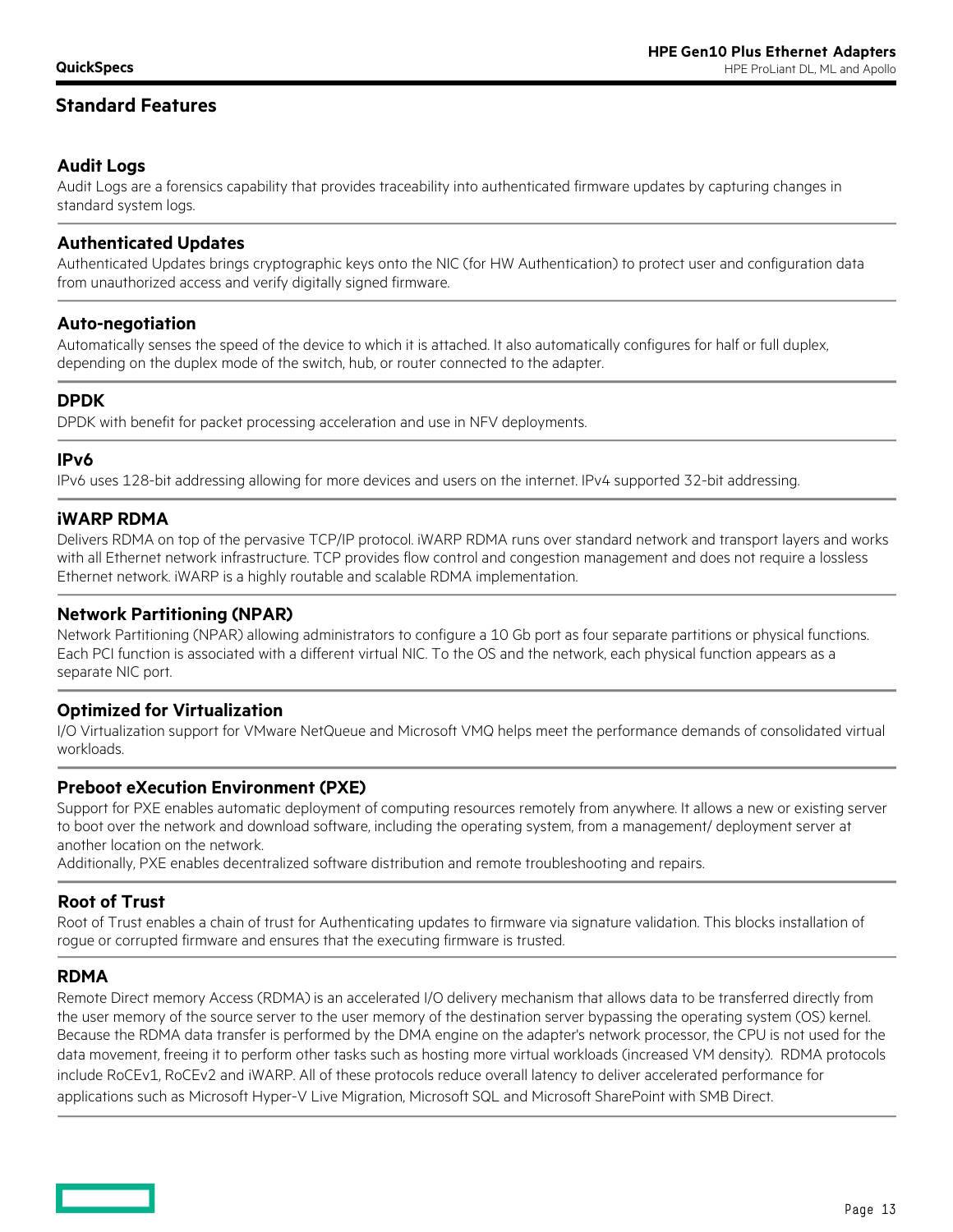## Standard Features

### Audit Logs

Audit Logs are a forensics capability that provides traceability into authenticated firmware updates by capturing changes in standard system logs.

### Authenticated Updates

Authenticated Updates brings cryptographic keys onto the NIC (for HW Authentication) to protect user and configuration data from unauthorized access and verify digitally signed firmware.

### Auto-negotiation

Automatically senses the speed of the device to which it is attached. It also automatically configures for half or full duplex, depending on the duplex mode of the switch, hub, or router connected to the adapter.

### DPDK

DPDK with benefit for packet processing acceleration and use in NFV deployments.

### IPv6

IPv6 uses 128-bit addressing allowing for more devices and users on the internet. IPv4 supported 32-bit addressing.

### iWARP RDMA

Delivers RDMA on top of the pervasive TCP/IP protocol. iWARP RDMA runs over standard network and transport layers and works with all Ethernet network infrastructure. TCP provides flow control and congestion management and does not require a lossless Ethernet network. iWARP is a highly routable and scalable RDMA implementation.

### Network Partitioning (NPAR)

Network Partitioning (NPAR) allowing administrators to configure a 10 Gb port as four separate partitions or physical functions. Each PCI function is associated with a different virtual NIC. To the OS and the network, each physical function appears as a separate NIC port.

### Optimized for Virtualization

I/O Virtualization support for VMware NetQueue and Microsoft VMQ helps meet the performance demands of consolidated virtual workloads.

### Preboot eXecution Environment (PXE)

Support for PXE enables automatic deployment of computing resources remotely from anywhere. It allows a new or existing server to boot over the network and download software, including the operating system, from a management/ deployment server at another location on the network.

Additionally, PXE enables decentralized software distribution and remote troubleshooting and repairs.

### Root of Trust

Root of Trust enables a chain of trust for Authenticating updates to firmware via signature validation. This blocks installation of rogue or corrupted firmware and ensures that the executing firmware is trusted.

### RDMA

Remote Direct memory Access (RDMA) is an accelerated I/O delivery mechanism that allows data to be transferred directly from the user memory of the source server to the user memory of the destination server bypassing the operating system (OS) kernel. Because the RDMA data transfer is performed by the DMA engine on the adapter's network processor, the CPU is not used for the data movement, freeing it to perform other tasks such as hosting more virtual workloads (increased VM density). RDMA protocols include RoCEv1, RoCEv2 and iWARP. All of these protocols reduce overall latency to deliver accelerated performance for applications such as Microsoft Hyper-V Live Migration, Microsoft SQL and Microsoft SharePoint with SMB Direct.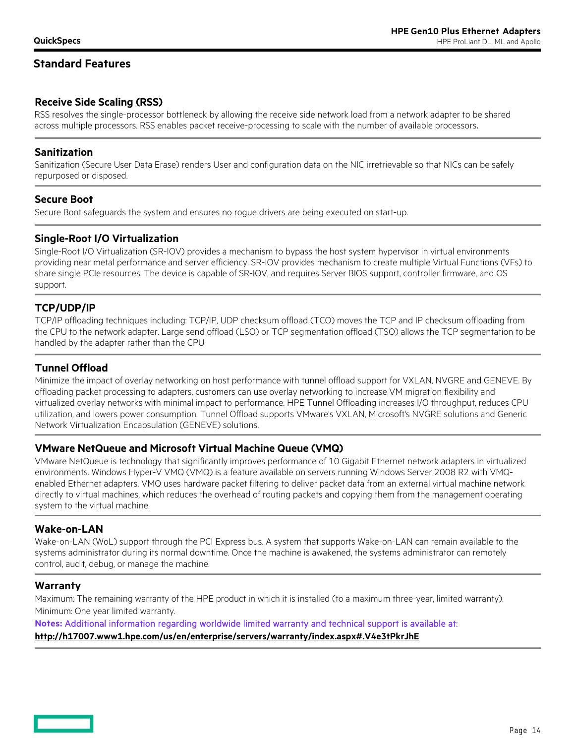## Standard Features

### Receive Side Scaling (RSS)

RSS resolves the single-processor bottleneck by allowing the receive side network load from a network adapter to be shared across multiple processors. RSS enables packet receive-processing to scale with the number of available processors.

### Sanitization

Sanitization (Secure User Data Erase) renders User and configuration data on the NIC irretrievable so that NICs can be safely repurposed or disposed.

### Secure Boot

Secure Boot safeguards the system and ensures no rogue drivers are being executed on start-up.

### Single-Root I/O Virtualization

Single-Root I/O Virtualization (SR-IOV) provides a mechanism to bypass the host system hypervisor in virtual environments providing near metal performance and server efficiency. SR-IOV provides mechanism to create multiple Virtual Functions (VFs) to share single PCIe resources. The device is capable of SR-IOV, and requires Server BIOS support, controller firmware, and OS support.

### TCP/UDP/IP

TCP/IP offloading techniques including: TCP/IP, UDP checksum offload (TCO) moves the TCP and IP checksum offloading from the CPU to the network adapter. Large send offload (LSO) or TCP segmentation offload (TSO) allows the TCP segmentation to be handled by the adapter rather than the CPU

### Tunnel Offload

Minimize the impact of overlay networking on host performance with tunnel offload support for VXLAN, NVGRE and GENEVE. By offloading packet processing to adapters, customers can use overlay networking to increase VM migration flexibility and virtualized overlay networks with minimal impact to performance. HPE Tunnel Offloading increases I/O throughput, reduces CPU utilization, and lowers power consumption. Tunnel Offload supports VMware's VXLAN, Microsoft's NVGRE solutions and Generic Network Virtualization Encapsulation (GENEVE) solutions.

### VMware NetQueue and Microsoft Virtual Machine Queue (VMQ)

VMware NetQueue is technology that significantly improves performance of 10 Gigabit Ethernet network adapters in virtualized environments. Windows Hyper-V VMQ (VMQ) is a feature available on servers running Windows Server 2008 R2 with VMQ-enabled Ethernet adapters. VMQ uses hardware packet filtering to deliver packet data from an external virtual machine network directly to virtual machines, which reduces the overhead of routing packets and copying them from the management operating system to the virtual machine.

### Wake-on-LAN

Wake-on-LAN (WoL) support through the PCI Express bus. A system that supports Wake-on-LAN can remain available to the systems administrator during its normal downtime. Once the machine is awakened, the systems administrator can remotely control, audit, debug, or manage the machine.

### Warranty

Maximum: The remaining warranty of the HPE product in which it is installed (to a maximum three-year, limited warranty).

Minimum: One year limited warranty.

**Notes:** Additional information regarding worldwide limited warranty and technical support is available at:
**http://h17007.www1.hpe.com/us/en/enterprise/servers/warranty/index.aspx#.V4e3tPkrJhE**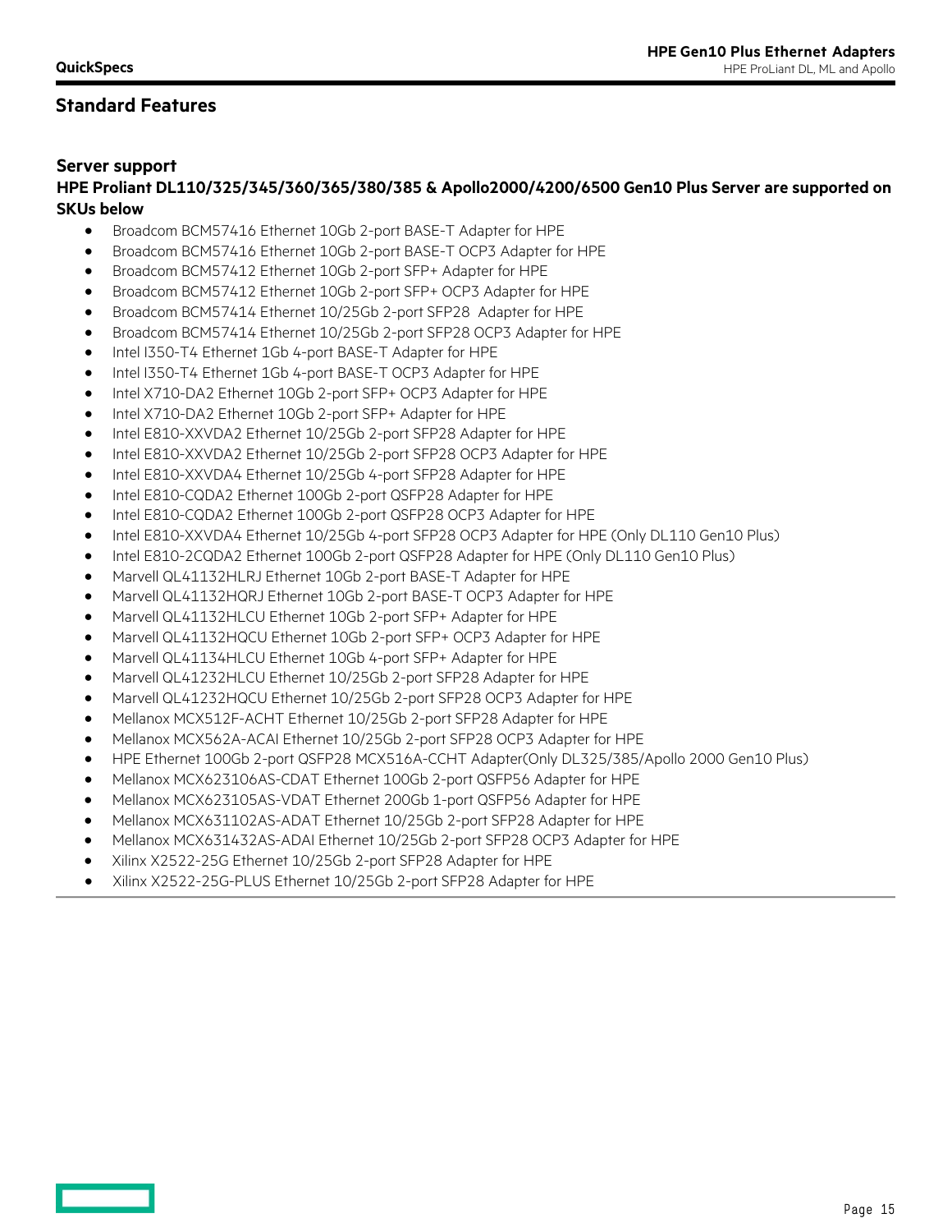## Standard Features

### Server support

**HPE Proliant DL110/325/345/360/365/380/385 & Apollo2000/4200/6500 Gen10 Plus Server are supported on SKUs below**

- Broadcom BCM57416 Ethernet 10Gb 2-port BASE-T Adapter for HPE
- Broadcom BCM57416 Ethernet 10Gb 2-port BASE-T OCP3 Adapter for HPE
- Broadcom BCM57412 Ethernet 10Gb 2-port SFP+ Adapter for HPE
- Broadcom BCM57412 Ethernet 10Gb 2-port SFP+ OCP3 Adapter for HPE
- Broadcom BCM57414 Ethernet 10/25Gb 2-port SFP28 Adapter for HPE
- Broadcom BCM57414 Ethernet 10/25Gb 2-port SFP28 OCP3 Adapter for HPE
- Intel I350-T4 Ethernet 1Gb 4-port BASE-T Adapter for HPE
- Intel I350-T4 Ethernet 1Gb 4-port BASE-T OCP3 Adapter for HPE
- Intel X710-DA2 Ethernet 10Gb 2-port SFP+ OCP3 Adapter for HPE
- Intel X710-DA2 Ethernet 10Gb 2-port SFP+ Adapter for HPE
- Intel E810-XXVDA2 Ethernet 10/25Gb 2-port SFP28 Adapter for HPE
- Intel E810-XXVDA2 Ethernet 10/25Gb 2-port SFP28 OCP3 Adapter for HPE
- Intel E810-XXVDA4 Ethernet 10/25Gb 4-port SFP28 Adapter for HPE
- Intel E810-CQDA2 Ethernet 100Gb 2-port QSFP28 Adapter for HPE
- Intel E810-CQDA2 Ethernet 100Gb 2-port QSFP28 OCP3 Adapter for HPE
- Intel E810-XXVDA4 Ethernet 10/25Gb 4-port SFP28 OCP3 Adapter for HPE (Only DL110 Gen10 Plus)
- Intel E810-2CQDA2 Ethernet 100Gb 2-port QSFP28 Adapter for HPE (Only DL110 Gen10 Plus)
- Marvell QL41132HLRJ Ethernet 10Gb 2-port BASE-T Adapter for HPE
- Marvell QL41132HQRJ Ethernet 10Gb 2-port BASE-T OCP3 Adapter for HPE
- Marvell QL41132HLCU Ethernet 10Gb 2-port SFP+ Adapter for HPE
- Marvell QL41132HQCU Ethernet 10Gb 2-port SFP+ OCP3 Adapter for HPE
- Marvell QL41134HLCU Ethernet 10Gb 4-port SFP+ Adapter for HPE
- Marvell QL41232HLCU Ethernet 10/25Gb 2-port SFP28 Adapter for HPE
- Marvell QL41232HQCU Ethernet 10/25Gb 2-port SFP28 OCP3 Adapter for HPE
- Mellanox MCX512F-ACHT Ethernet 10/25Gb 2-port SFP28 Adapter for HPE
- Mellanox MCX562A-ACAI Ethernet 10/25Gb 2-port SFP28 OCP3 Adapter for HPE
- HPE Ethernet 100Gb 2-port QSFP28 MCX516A-CCHT Adapter(Only DL325/385/Apollo 2000 Gen10 Plus)
- Mellanox MCX623106AS-CDAT Ethernet 100Gb 2-port QSFP56 Adapter for HPE
- Mellanox MCX623105AS-VDAT Ethernet 200Gb 1-port QSFP56 Adapter for HPE
- Mellanox MCX631102AS-ADAT Ethernet 10/25Gb 2-port SFP28 Adapter for HPE
- Mellanox MCX631432AS-ADAI Ethernet 10/25Gb 2-port SFP28 OCP3 Adapter for HPE
- Xilinx X2522-25G Ethernet 10/25Gb 2-port SFP28 Adapter for HPE
- Xilinx X2522-25G-PLUS Ethernet 10/25Gb 2-port SFP28 Adapter for HPE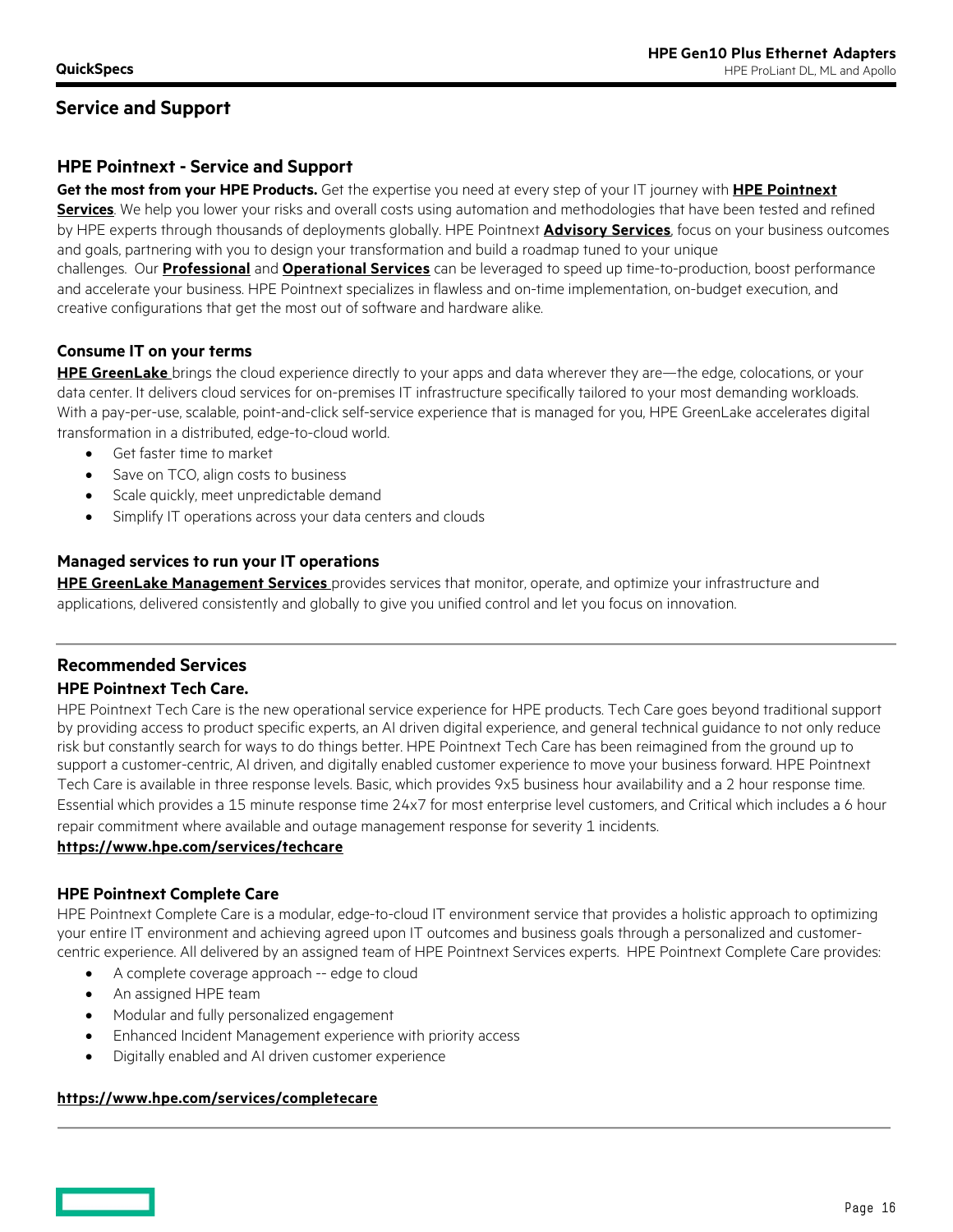## Service and Support

### HPE Pointnext - Service and Support

**Get the most from your HPE Products.** Get the expertise you need at every step of your IT journey with **HPE Pointnext Services**. We help you lower your risks and overall costs using automation and methodologies that have been tested and refined by HPE experts through thousands of deployments globally. HPE Pointnext **Advisory Services**, focus on your business outcomes and goals, partnering with you to design your transformation and build a roadmap tuned to your unique challenges. Our **Professional** and **Operational Services** can be leveraged to speed up time-to-production, boost performance and accelerate your business. HPE Pointnext specializes in flawless and on-time implementation, on-budget execution, and creative configurations that get the most out of software and hardware alike.

#### Consume IT on your terms

**HPE GreenLake** brings the cloud experience directly to your apps and data wherever they are—the edge, colocations, or your data center. It delivers cloud services for on-premises IT infrastructure specifically tailored to your most demanding workloads. With a pay-per-use, scalable, point-and-click self-service experience that is managed for you, HPE GreenLake accelerates digital transformation in a distributed, edge-to-cloud world.

- Get faster time to market
- Save on TCO, align costs to business
- Scale quickly, meet unpredictable demand
- Simplify IT operations across your data centers and clouds

#### Managed services to run your IT operations

**HPE GreenLake Management Services** provides services that monitor, operate, and optimize your infrastructure and applications, delivered consistently and globally to give you unified control and let you focus on innovation.

### Recommended Services

#### HPE Pointnext Tech Care.

HPE Pointnext Tech Care is the new operational service experience for HPE products. Tech Care goes beyond traditional support by providing access to product specific experts, an AI driven digital experience, and general technical guidance to not only reduce risk but constantly search for ways to do things better. HPE Pointnext Tech Care has been reimagined from the ground up to support a customer-centric, AI driven, and digitally enabled customer experience to move your business forward. HPE Pointnext Tech Care is available in three response levels. Basic, which provides 9x5 business hour availability and a 2 hour response time. Essential which provides a 15 minute response time 24x7 for most enterprise level customers, and Critical which includes a 6 hour repair commitment where available and outage management response for severity 1 incidents.

**https://www.hpe.com/services/techcare**

#### HPE Pointnext Complete Care

HPE Pointnext Complete Care is a modular, edge-to-cloud IT environment service that provides a holistic approach to optimizing your entire IT environment and achieving agreed upon IT outcomes and business goals through a personalized and customer-centric experience. All delivered by an assigned team of HPE Pointnext Services experts. HPE Pointnext Complete Care provides:

- A complete coverage approach -- edge to cloud
- An assigned HPE team
- Modular and fully personalized engagement
- Enhanced Incident Management experience with priority access
- Digitally enabled and AI driven customer experience

**https://www.hpe.com/services/completecare**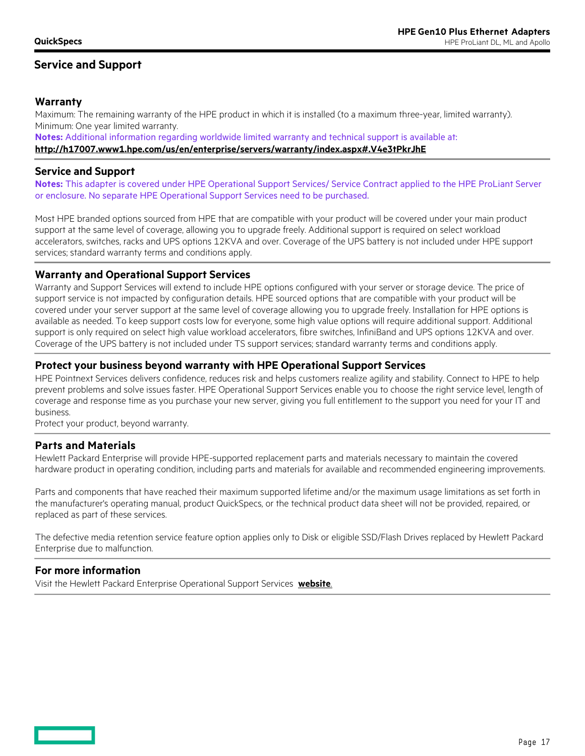## Service and Support

### Warranty

Maximum: The remaining warranty of the HPE product in which it is installed (to a maximum three-year, limited warranty).
Minimum: One year limited warranty.

**Notes:** Additional information regarding worldwide limited warranty and technical support is available at:
**http://h17007.www1.hpe.com/us/en/enterprise/servers/warranty/index.aspx#.V4e3tPkrJhE**

### Service and Support

**Notes:** This adapter is covered under HPE Operational Support Services/ Service Contract applied to the HPE ProLiant Server or enclosure. No separate HPE Operational Support Services need to be purchased.

Most HPE branded options sourced from HPE that are compatible with your product will be covered under your main product support at the same level of coverage, allowing you to upgrade freely. Additional support is required on select workload accelerators, switches, racks and UPS options 12KVA and over. Coverage of the UPS battery is not included under HPE support services; standard warranty terms and conditions apply.

### Warranty and Operational Support Services

Warranty and Support Services will extend to include HPE options configured with your server or storage device. The price of support service is not impacted by configuration details. HPE sourced options that are compatible with your product will be covered under your server support at the same level of coverage allowing you to upgrade freely. Installation for HPE options is available as needed. To keep support costs low for everyone, some high value options will require additional support. Additional support is only required on select high value workload accelerators, fibre switches, InfiniBand and UPS options 12KVA and over. Coverage of the UPS battery is not included under TS support services; standard warranty terms and conditions apply.

### Protect your business beyond warranty with HPE Operational Support Services

HPE Pointnext Services delivers confidence, reduces risk and helps customers realize agility and stability. Connect to HPE to help prevent problems and solve issues faster. HPE Operational Support Services enable you to choose the right service level, length of coverage and response time as you purchase your new server, giving you full entitlement to the support you need for your IT and business.
Protect your product, beyond warranty.

### Parts and Materials

Hewlett Packard Enterprise will provide HPE-supported replacement parts and materials necessary to maintain the covered hardware product in operating condition, including parts and materials for available and recommended engineering improvements.

Parts and components that have reached their maximum supported lifetime and/or the maximum usage limitations as set forth in the manufacturer's operating manual, product QuickSpecs, or the technical product data sheet will not be provided, repaired, or replaced as part of these services.

The defective media retention service feature option applies only to Disk or eligible SSD/Flash Drives replaced by Hewlett Packard Enterprise due to malfunction.

### For more information

Visit the Hewlett Packard Enterprise Operational Support Services **website**.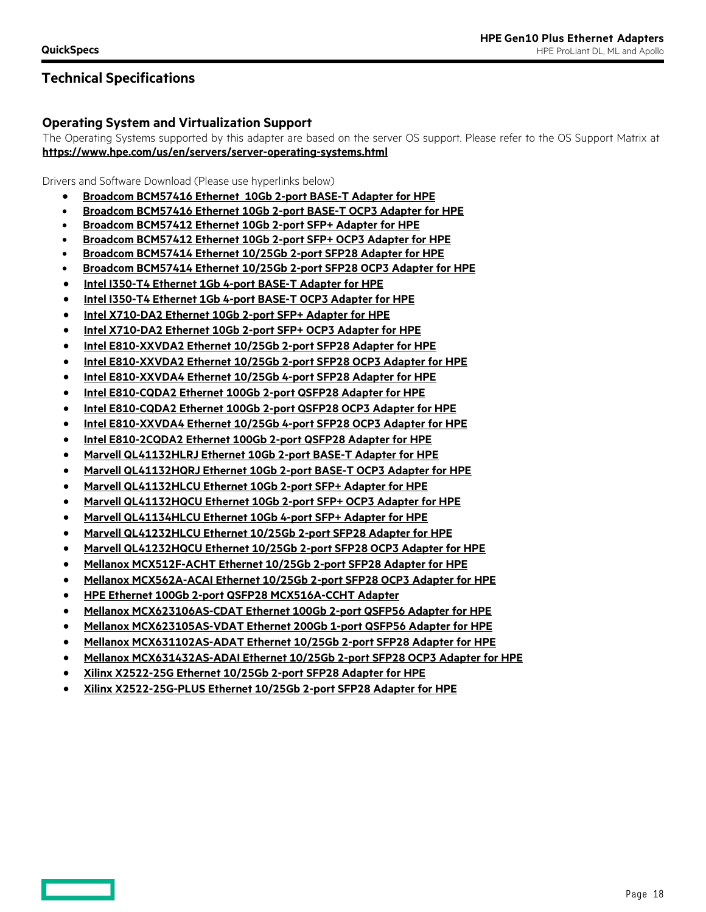## Technical Specifications

### Operating System and Virtualization Support

The Operating Systems supported by this adapter are based on the server OS support. Please refer to the OS Support Matrix at **https://www.hpe.com/us/en/servers/server-operating-systems.html**

Drivers and Software Download (Please use hyperlinks below)

- **Broadcom BCM57416 Ethernet 10Gb 2-port BASE-T Adapter for HPE**
- **Broadcom BCM57416 Ethernet 10Gb 2-port BASE-T OCP3 Adapter for HPE**
- **Broadcom BCM57412 Ethernet 10Gb 2-port SFP+ Adapter for HPE**
- **Broadcom BCM57412 Ethernet 10Gb 2-port SFP+ OCP3 Adapter for HPE**
- **Broadcom BCM57414 Ethernet 10/25Gb 2-port SFP28 Adapter for HPE**
- **Broadcom BCM57414 Ethernet 10/25Gb 2-port SFP28 OCP3 Adapter for HPE**
- **Intel I350-T4 Ethernet 1Gb 4-port BASE-T Adapter for HPE**
- **Intel I350-T4 Ethernet 1Gb 4-port BASE-T OCP3 Adapter for HPE**
- **Intel X710-DA2 Ethernet 10Gb 2-port SFP+ Adapter for HPE**
- **Intel X710-DA2 Ethernet 10Gb 2-port SFP+ OCP3 Adapter for HPE**
- **Intel E810-XXVDA2 Ethernet 10/25Gb 2-port SFP28 Adapter for HPE**
- **Intel E810-XXVDA2 Ethernet 10/25Gb 2-port SFP28 OCP3 Adapter for HPE**
- **Intel E810-XXVDA4 Ethernet 10/25Gb 4-port SFP28 Adapter for HPE**
- **Intel E810-CQDA2 Ethernet 100Gb 2-port QSFP28 Adapter for HPE**
- **Intel E810-CQDA2 Ethernet 100Gb 2-port QSFP28 OCP3 Adapter for HPE**
- **Intel E810-XXVDA4 Ethernet 10/25Gb 4-port SFP28 OCP3 Adapter for HPE**
- **Intel E810-2CQDA2 Ethernet 100Gb 2-port QSFP28 Adapter for HPE**
- **Marvell QL41132HLRJ Ethernet 10Gb 2-port BASE-T Adapter for HPE**
- **Marvell QL41132HQRJ Ethernet 10Gb 2-port BASE-T OCP3 Adapter for HPE**
- **Marvell QL41132HLCU Ethernet 10Gb 2-port SFP+ Adapter for HPE**
- **Marvell QL41132HQCU Ethernet 10Gb 2-port SFP+ OCP3 Adapter for HPE**
- **Marvell QL41134HLCU Ethernet 10Gb 4-port SFP+ Adapter for HPE**
- **Marvell QL41232HLCU Ethernet 10/25Gb 2-port SFP28 Adapter for HPE**
- **Marvell QL41232HQCU Ethernet 10/25Gb 2-port SFP28 OCP3 Adapter for HPE**
- **Mellanox MCX512F-ACHT Ethernet 10/25Gb 2-port SFP28 Adapter for HPE**
- **Mellanox MCX562A-ACAI Ethernet 10/25Gb 2-port SFP28 OCP3 Adapter for HPE**
- **HPE Ethernet 100Gb 2-port QSFP28 MCX516A-CCHT Adapter**
- **Mellanox MCX623106AS-CDAT Ethernet 100Gb 2-port QSFP56 Adapter for HPE**
- **Mellanox MCX623105AS-VDAT Ethernet 200Gb 1-port QSFP56 Adapter for HPE**
- **Mellanox MCX631102AS-ADAT Ethernet 10/25Gb 2-port SFP28 Adapter for HPE**
- **Mellanox MCX631432AS-ADAI Ethernet 10/25Gb 2-port SFP28 OCP3 Adapter for HPE**
- **Xilinx X2522-25G Ethernet 10/25Gb 2-port SFP28 Adapter for HPE**
- **Xilinx X2522-25G-PLUS Ethernet 10/25Gb 2-port SFP28 Adapter for HPE**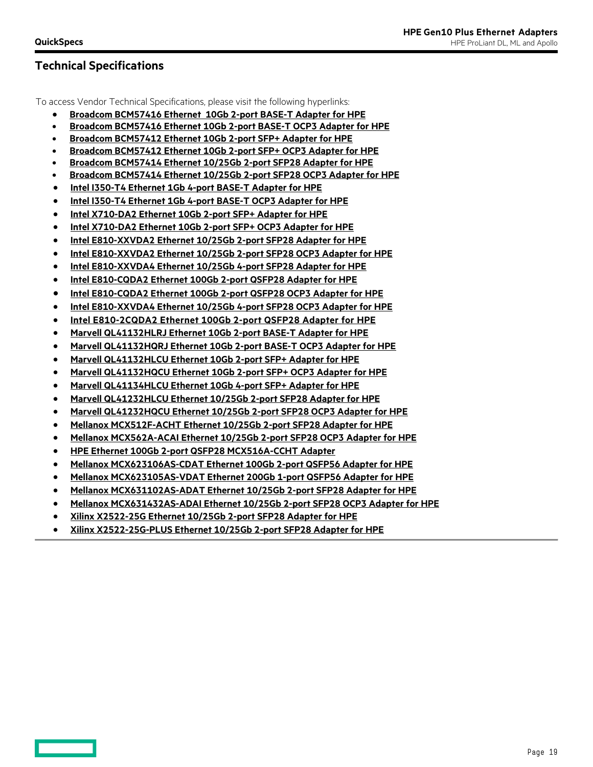## Technical Specifications

To access Vendor Technical Specifications, please visit the following hyperlinks:

- **Broadcom BCM57416 Ethernet 10Gb 2-port BASE-T Adapter for HPE**
- **Broadcom BCM57416 Ethernet 10Gb 2-port BASE-T OCP3 Adapter for HPE**
- **Broadcom BCM57412 Ethernet 10Gb 2-port SFP+ Adapter for HPE**
- **Broadcom BCM57412 Ethernet 10Gb 2-port SFP+ OCP3 Adapter for HPE**
- **Broadcom BCM57414 Ethernet 10/25Gb 2-port SFP28 Adapter for HPE**
- **Broadcom BCM57414 Ethernet 10/25Gb 2-port SFP28 OCP3 Adapter for HPE**
- **Intel I350-T4 Ethernet 1Gb 4-port BASE-T Adapter for HPE**
- **Intel I350-T4 Ethernet 1Gb 4-port BASE-T OCP3 Adapter for HPE**
- **Intel X710-DA2 Ethernet 10Gb 2-port SFP+ Adapter for HPE**
- **Intel X710-DA2 Ethernet 10Gb 2-port SFP+ OCP3 Adapter for HPE**
- **Intel E810-XXVDA2 Ethernet 10/25Gb 2-port SFP28 Adapter for HPE**
- **Intel E810-XXVDA2 Ethernet 10/25Gb 2-port SFP28 OCP3 Adapter for HPE**
- **Intel E810-XXVDA4 Ethernet 10/25Gb 4-port SFP28 Adapter for HPE**
- **Intel E810-CQDA2 Ethernet 100Gb 2-port QSFP28 Adapter for HPE**
- **Intel E810-CQDA2 Ethernet 100Gb 2-port QSFP28 OCP3 Adapter for HPE**
- **Intel E810-XXVDA4 Ethernet 10/25Gb 4-port SFP28 OCP3 Adapter for HPE**
- **Intel E810-2CQDA2 Ethernet 100Gb 2-port QSFP28 Adapter for HPE**
- **Marvell QL41132HLRJ Ethernet 10Gb 2-port BASE-T Adapter for HPE**
- **Marvell QL41132HQRJ Ethernet 10Gb 2-port BASE-T OCP3 Adapter for HPE**
- **Marvell QL41132HLCU Ethernet 10Gb 2-port SFP+ Adapter for HPE**
- **Marvell QL41132HQCU Ethernet 10Gb 2-port SFP+ OCP3 Adapter for HPE**
- **Marvell QL41134HLCU Ethernet 10Gb 4-port SFP+ Adapter for HPE**
- **Marvell QL41232HLCU Ethernet 10/25Gb 2-port SFP28 Adapter for HPE**
- **Marvell QL41232HQCU Ethernet 10/25Gb 2-port SFP28 OCP3 Adapter for HPE**
- **Mellanox MCX512F-ACHT Ethernet 10/25Gb 2-port SFP28 Adapter for HPE**
- **Mellanox MCX562A-ACAI Ethernet 10/25Gb 2-port SFP28 OCP3 Adapter for HPE**
- **HPE Ethernet 100Gb 2-port QSFP28 MCX516A-CCHT Adapter**
- **Mellanox MCX623106AS-CDAT Ethernet 100Gb 2-port QSFP56 Adapter for HPE**
- **Mellanox MCX623105AS-VDAT Ethernet 200Gb 1-port QSFP56 Adapter for HPE**
- **Mellanox MCX631102AS-ADAT Ethernet 10/25Gb 2-port SFP28 Adapter for HPE**
- **Mellanox MCX631432AS-ADAI Ethernet 10/25Gb 2-port SFP28 OCP3 Adapter for HPE**
- **Xilinx X2522-25G Ethernet 10/25Gb 2-port SFP28 Adapter for HPE**
- **Xilinx X2522-25G-PLUS Ethernet 10/25Gb 2-port SFP28 Adapter for HPE**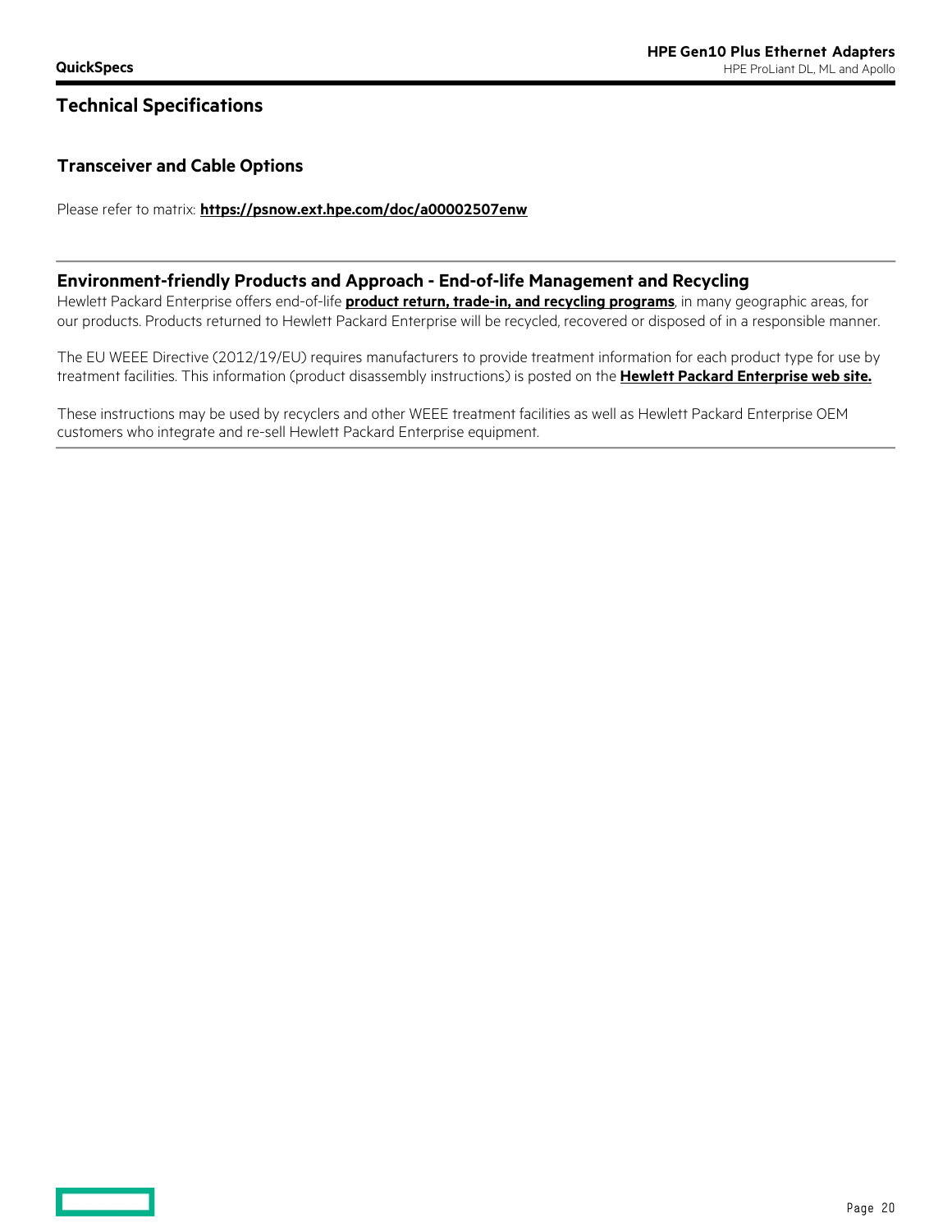## Technical Specifications

### Transceiver and Cable Options

Please refer to matrix: **https://psnow.ext.hpe.com/doc/a00002507enw**

### Environment-friendly Products and Approach - End-of-life Management and Recycling

Hewlett Packard Enterprise offers end-of-life **product return, trade-in, and recycling programs**, in many geographic areas, for our products. Products returned to Hewlett Packard Enterprise will be recycled, recovered or disposed of in a responsible manner.

The EU WEEE Directive (2012/19/EU) requires manufacturers to provide treatment information for each product type for use by treatment facilities. This information (product disassembly instructions) is posted on the **Hewlett Packard Enterprise web site.**

These instructions may be used by recyclers and other WEEE treatment facilities as well as Hewlett Packard Enterprise OEM customers who integrate and re-sell Hewlett Packard Enterprise equipment.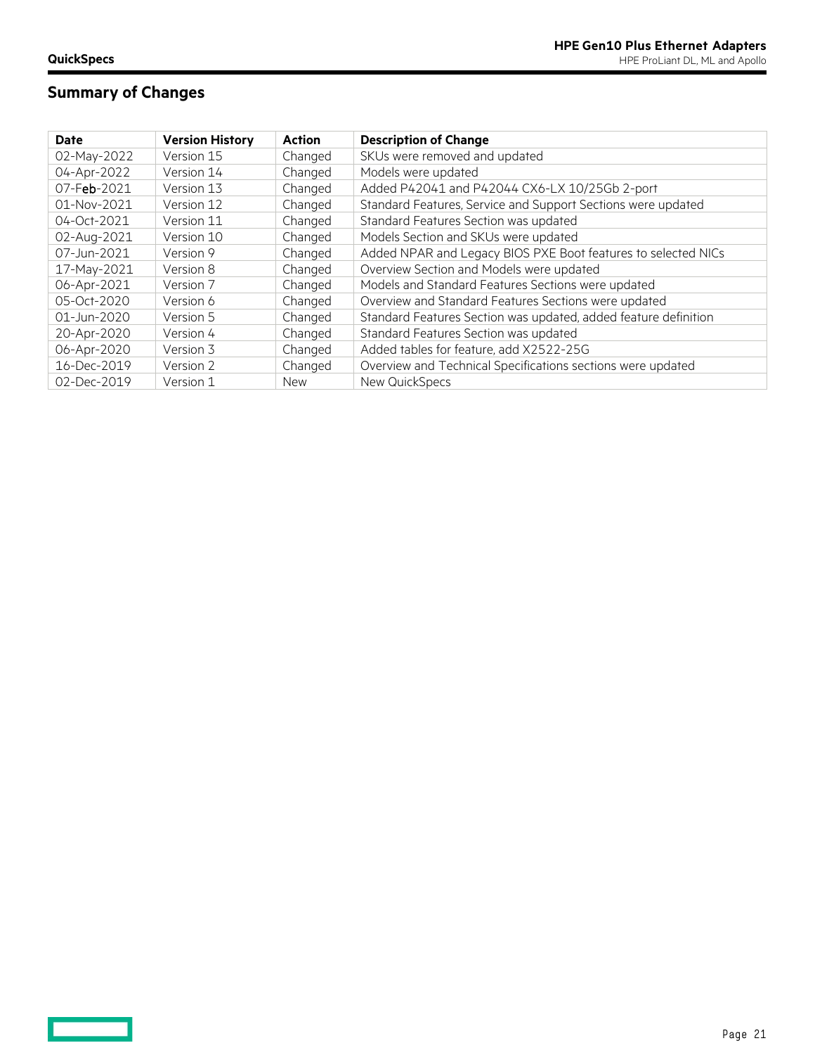## Summary of Changes

| Date | Version History | Action | Description of Change |
|---|---|---|---|
| 02-May-2022 | Version 15 | Changed | SKUs were removed and updated |
| 04-Apr-2022 | Version 14 | Changed | Models were updated |
| 07-Feb-2021 | Version 13 | Changed | Added P42041 and P42044 CX6-LX 10/25Gb 2-port |
| 01-Nov-2021 | Version 12 | Changed | Standard Features, Service and Support Sections were updated |
| 04-Oct-2021 | Version 11 | Changed | Standard Features Section was updated |
| 02-Aug-2021 | Version 10 | Changed | Models Section and SKUs were updated |
| 07-Jun-2021 | Version 9 | Changed | Added NPAR and Legacy BIOS PXE Boot features to selected NICs |
| 17-May-2021 | Version 8 | Changed | Overview Section and Models were updated |
| 06-Apr-2021 | Version 7 | Changed | Models and Standard Features Sections were updated |
| 05-Oct-2020 | Version 6 | Changed | Overview and Standard Features Sections were updated |
| 01-Jun-2020 | Version 5 | Changed | Standard Features Section was updated, added feature definition |
| 20-Apr-2020 | Version 4 | Changed | Standard Features Section was updated |
| 06-Apr-2020 | Version 3 | Changed | Added tables for feature, add X2522-25G |
| 16-Dec-2019 | Version 2 | Changed | Overview and Technical Specifications sections were updated |
| 02-Dec-2019 | Version 1 | New | New QuickSpecs |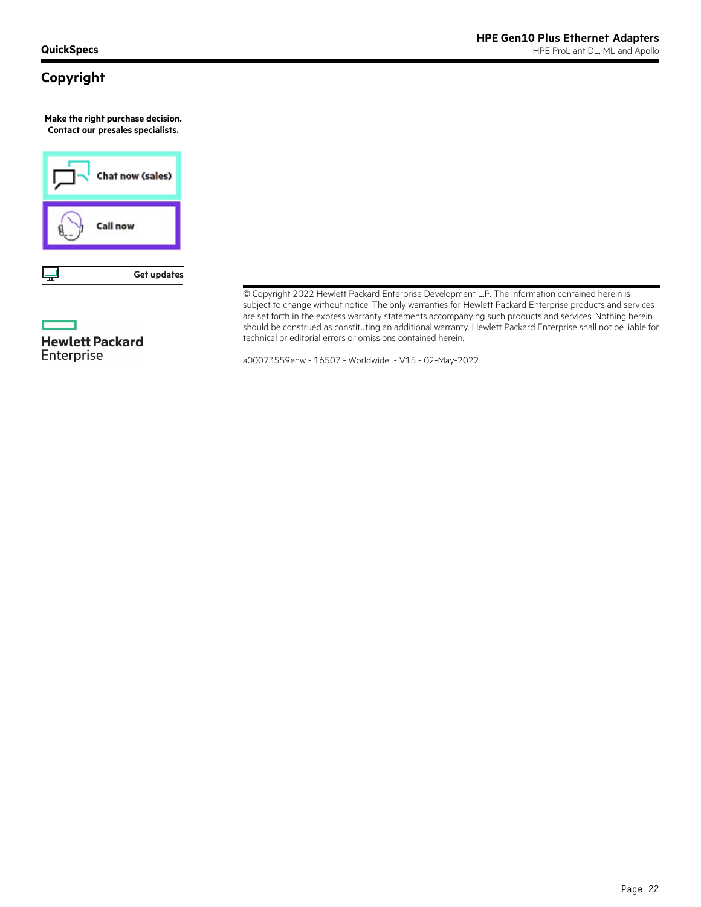## Copyright

**Make the right purchase decision. Contact our presales specialists.**

Chat now (sales)

Call now

Get updates

Hewlett Packard Enterprise

© Copyright 2022 Hewlett Packard Enterprise Development L.P. The information contained herein is subject to change without notice. The only warranties for Hewlett Packard Enterprise products and services are set forth in the express warranty statements accompanying such products and services. Nothing herein should be construed as constituting an additional warranty. Hewlett Packard Enterprise shall not be liable for technical or editorial errors or omissions contained herein.

a00073559enw - 16507 - Worldwide - V15 - 02-May-2022